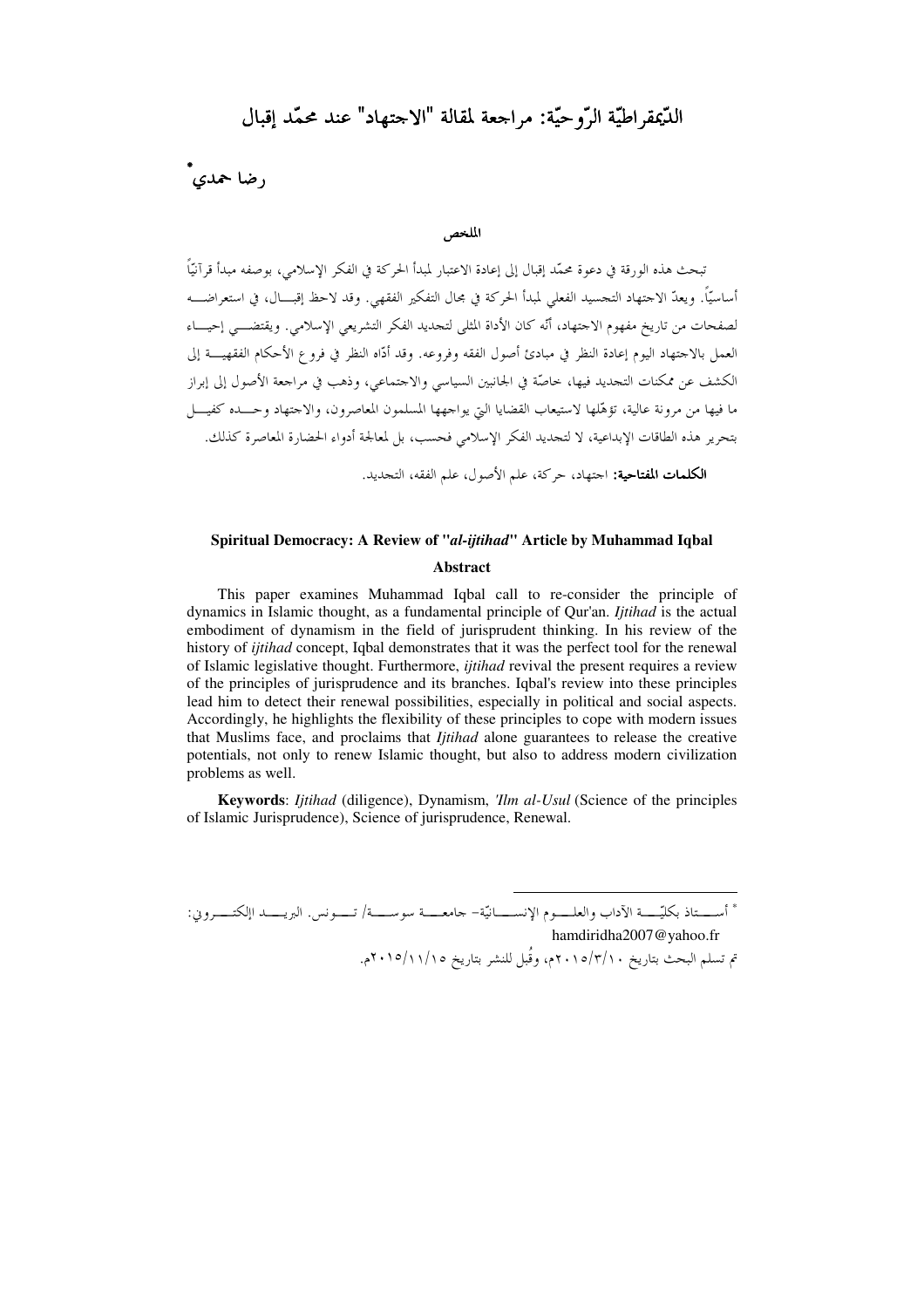# الدّيمقراطيّة الرّوحيّة: مراجعة لمقالة "الاجتهاد" عند محمّد إقبال

رضا حمدي*

## الملخص

تبحث هذه الورقة في دعوة محمّد إقبال إلى إعادة الاعتبار لمبدأ الحركة في الفكر الإسلامي، بوصفه مبدأ قرآنيًّا أساسيًّا. ويعدّ الاجتهاد التجسيد الفعلي لمبدأ الحركة في مجال التفكير الفقهي. وقد لاحظ إقبال، في استعراضه لصفحات من تاريخ مفهوم الاجتهاد، أنّه كان الأداة المثلى لتجديد الفكر التشريعي الإسلامي. ويقتضي إحياء العمل بالاجتهاد اليوم إعادة النظر في مبادئ أصول الفقه وفروعه. وقد أدّاه النظر في فروع الأحكام الفقهية إلى الكشف عن ممكنات التجديد فيها، خاصّة في الجانبين السياسي والاجتماعي، وذهب في مراجعة الأصول إلى إبراز ما فيها من مرونة عالية، تؤهّلها لاستيعاب القضايا التي يواجهها المسلمون المعاصرون، والاجتهاد وحده كفيل بتحرير هذه الطاقات الإبداعية، لا لتجديد الفكر الإسلامي فحسب، بل لمعالجة أدواء الحضارة المعاصرة كذلك.

**الكلمات المفتاحية:** اجتهاد، حركة، علم الأصول، علم الفقه، التجديد.

## Spiritual Democracy: A Review of "*al-ijtihad*" Article by Muhammad Iqbal

### Abstract

This paper examines Muhammad Iqbal call to re-consider the principle of dynamics in Islamic thought, as a fundamental principle of Qur'an. *Ijtihad* is the actual embodiment of dynamism in the field of jurisprudent thinking. In his review of the history of *ijtihad* concept, Iqbal demonstrates that it was the perfect tool for the renewal of Islamic legislative thought. Furthermore, *ijtihad* revival the present requires a review of the principles of jurisprudence and its branches. Iqbal's review into these principles lead him to detect their renewal possibilities, especially in political and social aspects. Accordingly, he highlights the flexibility of these principles to cope with modern issues that Muslims face, and proclaims that *Ijtihad* alone guarantees to release the creative potentials, not only to renew Islamic thought, but also to address modern civilization problems as well.

**Keywords**: *Ijtihad* (diligence), Dynamism, *'Ilm al-Usul* (Science of the principles of Islamic Jurisprudence), Science of jurisprudence, Renewal.

---

* أستاذ بكلّيّة الآداب والعلوم الإنسانيّة- جامعة سوسة/ تونس. البريد الإلكتروني: hamdiridha2007@yahoo.fr

تم تسلم البحث بتاريخ ٢٠١٥/٣/١٠م، وقُبل للنشر بتاريخ ٢٠١٥/١١/١٥م.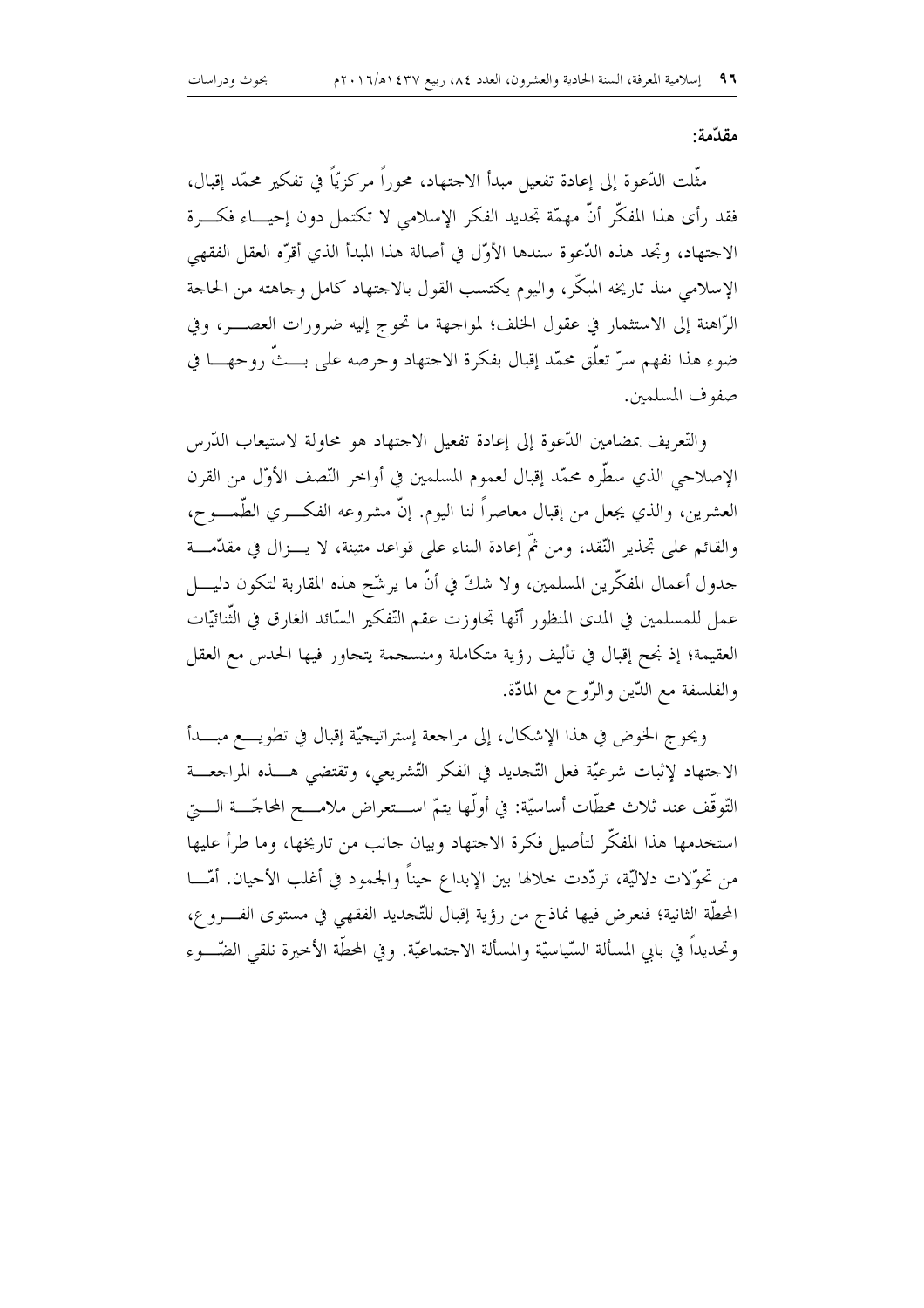## مقدّمة:

مثّلت الدّعوة إلى إعادة تفعيل مبدأ الاجتهاد، محوراً مركزيّاً في تفكير محمّد إقبال، فقد رأى هذا المفكّر أنّ مهمّة تجديد الفكر الإسلامي لا تكتمل دون إحياء فكرة الاجتهاد، وتجد هذه الدّعوة سندها الأوّل في أصالة هذا المبدأ الذي أقرّه العقل الفقهي الإسلامي منذ تاريخه المبكّر، واليوم يكتسب القول بالاجتهاد كامل وجاهته من الحاجة الرّاهنة إلى الاستثمار في عقول الخلف؛ لمواجهة ما تحوج إليه ضرورات العصر، وفي ضوء هذا نفهم سرّ تعلّق محمّد إقبال بفكرة الاجتهاد وحرصه على بثّ روحها في صفوف المسلمين.

والتّعريف بمضامين الدّعوة إلى إعادة تفعيل الاجتهاد هو محاولة لاستيعاب الدّرس الإصلاحي الذي سطّره محمّد إقبال لعموم المسلمين في أواخر النّصف الأوّل من القرن العشرين، والذي يجعل من إقبال معاصراً لنا اليوم. إنّ مشروعه الفكري الطّموح، والقائم على تجذير النّقد، ومن ثمّ إعادة البناء على قواعد متينة، لا يزال في مقدّمة جدول أعمال المفكّرين المسلمين، ولا شكّ في أنّ ما يرشّح هذه المقاربة لتكون دليل عمل للمسلمين في المدى المنظور أنّها تجاوزت عقم التّفكير السّائد الغارق في الثّنائيّات العقيمة؛ إذ نجح إقبال في تأليف رؤية متكاملة ومنسجمة يتجاور فيها الحدس مع العقل والفلسفة مع الدّين والرّوح مع المادّة.

ويحوج الخوض في هذا الإشكال، إلى مراجعة إستراتيجيّة إقبال في تطويع مبدأ الاجتهاد لإثبات شرعيّة فعل التّجديد في الفكر التّشريعي، وتقتضي هذه المراجعة التّوقّف عند ثلاث محطّات أساسيّة: في أولّها يتمّ استعراض ملامح المحاجّة التي استخدمها هذا المفكّر لتأصيل فكرة الاجتهاد وبيان جانب من تاريخها، وما طرأ عليها من تحوّلات دلاليّة، تردّدت خلالها بين الإبداع حيناً والجمود في أغلب الأحيان. أمّا المحطّة الثانية؛ فنعرض فيها نماذج من رؤية إقبال للتّجديد الفقهي في مستوى الفروع، وتحديداً في بابي المسألة السّياسيّة والمسألة الاجتماعيّة. وفي المحطّة الأخيرة نلقي الضّوء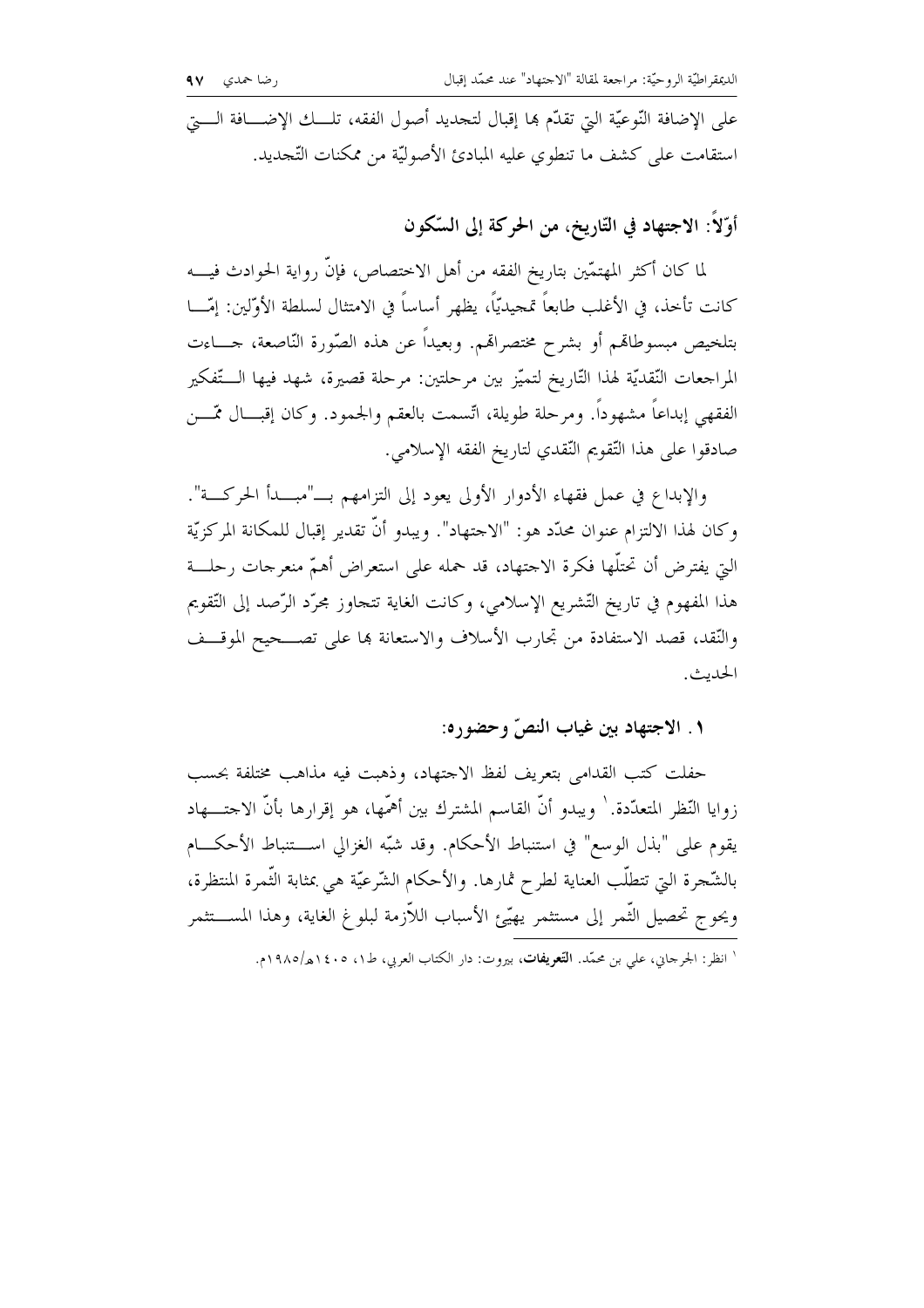على الإضافة النّوعيّة التي تقدّم بها إقبال لتجديد أصول الفقه، تلك الإضافة التي استقامت على كشف ما تنطوي عليه المبادئ الأصوليّة من ممكنات التّجديد.

## أوّلاً: الاجتهاد في التّاريخ، من الحركة إلى السّكون

لما كان أكثر المهتمّين بتاريخ الفقه من أهل الاختصاص، فإنّ رواية الحوادث فيه كانت تأخذ، في الأغلب طابعاً تمجيديّاً، يظهر أساساً في الامتثال لسلطة الأوّلين: إمّا بتلخيص مبسوطاتهم أو بشرح مختصراتهم. وبعيداً عن هذه الصّورة النّاصعة، جاءت المراجعات النّقديّة لهذا التّاريخ لتميّز بين مرحلتين: مرحلة قصيرة، شهد فيها التّفكير الفقهي إبداعاً مشهوداً. ومرحلة طويلة، اتّسمت بالعقم والجمود. وكان إقبال ممّن صادقوا على هذا التّقويم النّقدي لتاريخ الفقه الإسلامي.

والإبداع في عمل فقهاء الأدوار الأولى يعود إلى التزامهم بـ"مبدأ الحركة". وكان لهذا الالتزام عنوان محدّد هو: "الاجتهاد". ويبدو أنّ تقدير إقبال للمكانة المركزيّة التي يفترض أن تحتلّها فكرة الاجتهاد، قد حمله على استعراض أهمّ منعرجات رحلة هذا المفهوم في تاريخ التّشريع الإسلامي، وكانت الغاية تتجاوز مجرّد الرّصد إلى التّقويم والنّقد، قصد الاستفادة من تجارب الأسلاف والاستعانة بها على تصحيح الموقف الحديث.

### ١. الاجتهاد بين غياب النصّ وحضوره:

حفلت كتب القدامى بتعريف لفظ الاجتهاد، وذهبت فيه مذاهب مختلفة بحسب زوايا النّظر المتعدّدة.[1] ويبدو أنّ القاسم المشترك بين أهمّها، هو إقرارها بأنّ الاجتهاد يقوم على "بذل الوسع" في استنباط الأحكام. وقد شبّه الغزالي استنباط الأحكام بالشّجرة التي تتطلّب العناية لطرح ثمارها. والأحكام الشّرعيّة هي بمثابة الثّمرة المنتظرة، ويحوج تحصيل الثّمر إلى مستثمر يهيّئ الأسباب اللاّزمة لبلوغ الغاية، وهذا المستثمر

---

[1] انظر: الجرجاني، علي بن محمّد. **التّعريفات**، بيروت: دار الكتاب العربي، ط١، ١٤٠٥هـ/١٩٨٥م.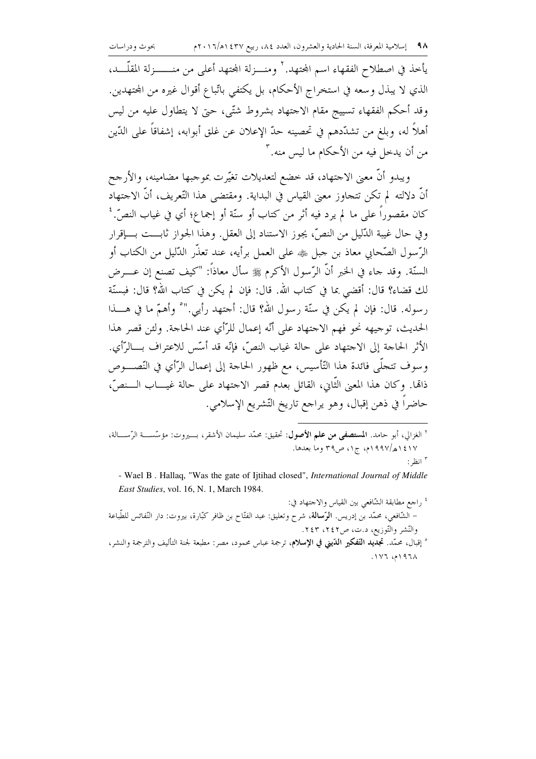يأخذ في اصطلاح الفقهاء اسم المجتهد.[2] ومنزلة المجتهد أعلى من منزلة المقلّد، الذي لا يبذل وسعه في استخراج الأحكام، بل يكتفي باتّباع أقوال غيره من المجتهدين. وقد أحكم الفقهاء تسييج مقام الاجتهاد بشروط شتّى، حتى لا يتطاول عليه من ليس أهلاً له، وبلغ من تشدّدهم في تحصينه حدّ الإعلان عن غلق أبوابه، إشفاقاً على الدّين من أن يدخل فيه من الأحكام ما ليس منه.[3]

ويبدو أنّ معنى الاجتهاد، قد خضع لتعديلات تغيّرت بموجبها مضامينه، والأرجح أنّ دلالته لم تكن تتجاوز معنى القياس في البداية. ومقتضى هذا التّعريف، أنّ الاجتهاد كان مقصوراً على ما لم يرد فيه أثر من كتاب أو سنّة أو إجماع؛ أي في غياب النصّ.[4] وفي حال غيبة الدّليل من النصّ، يجوز الاستناد إلى العقل. وهذا الجواز ثابت بإقرار الرّسول الصّحابي معاذ بن جبل ﷺ على العمل برأيه، عند تعذّر الدّليل من الكتاب أو السنّة. وقد جاء في الخبر أنّ الرّسول الأكرم ﷺ سأل معاذاً: "كيف تصنع إن عرض لك قضاء؟ قال: أقضي بما في كتاب الله. قال: فإن لم يكن في كتاب الله؟ قال: فبسنّة رسوله. قال: فإن لم يكن في سنّة رسول الله؟ قال: أجتهد رأيي."[5] وأهمّ ما في هذا الحديث، توجيهه نحو فهم الاجتهاد على أنّه إعمال للرّأي عند الحاجة. ولئن قصر هذا الأثر الحاجة إلى الاجتهاد على حالة غياب النصّ، فإنّه قد أسّس للاعتراف بالرّأي. وسوف تتجلّى فائدة هذا التّأسيس، مع ظهور الحاجة إلى إعمال الرّأي في النّصوص ذاتها. وكان هذا المعنى الثّاني، القائل بعدم قصر الاجتهاد على حالة غياب النصّ، حاضراً في ذهن إقبال، وهو يراجع تاريخ التّشريع الإسلامي.

---

[2] الغزالي، أبو حامد. **المستصفى من علم الأصول**: تحقيق: محمّد سليمان الأشقر، بيروت: مؤسّسة الرّسالة، ١٤١٧هـ/١٩٩٧م، ج١، ص٣٩ وما بعدها.

[3] انظر:

- Wael B . Hallaq, "Was the gate of Ijtihad closed", *International Journal of Middle East Studies*, vol. 16, N. 1, March 1984.

[4] راجع مطابقة الشّافعي بين القياس والاجتهاد في:

- الشّافعي، محمّد بن إدريس. **الرّسالة**، شرح وتعليق: عبد الفتّاح بن ظافر كبّارة، بيروت: دار النّفائس للطّباعة والنّشر والتّوزيع، د.ت، ص٢٤٢، ٢٤٣.

[5] إقبال، محمّد. **تجديد التفكير الدّيني في الإسلام**، ترجمة عباس محمود، مصر: مطبعة لجنة التأليف والترجمة والنشر، ١٩٦٨م، ١٧٦.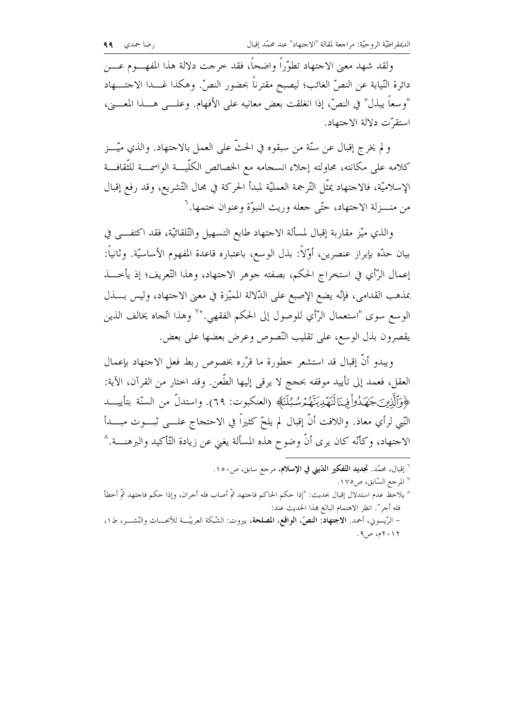ولقد شهد معنى الاجتهاد تطوّراً واضحاً، فقد خرجت دلالة هذا المفهوم عن دائرة النّيابة عن النصّ الغائب؛ ليصبح مقترناً بحضور النصّ. وهكذا غدا الاجتهاد "وسعاً يبذل" في النصّ، إذا انغلقت بعض معانيه على الأفهام. وعلى هذا المعنى، استقرّت دلالة الاجتهاد.

ولم يخرج إقبال عن سنّة من سبقوه في الحثّ على العمل بالاجتهاد. والذي ميّز كلامه على مكانته، محاولته إجلاء انسجامه مع الخصائص الكلّيّة الواسمة للثّقافة الإسلاميّة، فالاجتهاد يمثّل التّرجمة العمليّة لمبدأ الحركة في مجال التّشريع، وقد رفع إقبال من منزلة الاجتهاد، حتّى جعله وريث النبوّة وعنوان ختمها.[6]

والذي ميّز مقاربة إقبال لمسألة الاجتهاد طابع التسهيل والتّلقائيّة، فقد اكتفى في بيان حدّه بإبراز عنصرين، أوّلاً: بذل الوسع، باعتباره قاعدة المفهوم الأساسيّة. وثانياً: إعمال الرّأي في استخراج الحكم، بصفته جوهر الاجتهاد، وهذا التّعريف؛ إذ يأخذ بمذهب القدامى، فإنّه يضع الإصبع على الدّلالة المميّزة في معنى الاجتهاد، وليس بذل الوسع سوى "استعمال الرّأي للوصول إلى الحكم الفقهي."[7] وهذا اتّجاه يخالف الذين يقصرون بذل الوسع، على تقليب النّصوص وعرض بعضها على بعض.

ويبدو أنّ إقبال قد استشعر خطورة ما قرّره بخصوص ربط فعل الاجتهاد بإعمال العقل، فعمد إلى تأييد موقفه بحجج لا يرقى إليها الطّعن. وقد اختار من القرآن، الآية: ﴿وَٱلَّذِينَ جَٰهَدُواْ فِينَا لَنَهۡدِيَنَّهُمۡ سُبُلَنَا﴾ (العنكبوت: ٦٩). واستدلّ من السنّة بتأييد النّبي لرأي معاذ. واللافت أنّ إقبال لم يلحّ كثيراً في الاحتجاج على ثبوت مبدأ الاجتهاد، وكأنّه كان يرى أنّ وضوح هذه المسألة يغني عن زيادة التّأكيد والبرهنة.[8]

---

[6] إقبال، محمّد. **تجديد التفكير الدّيني في الإسلام**، مرجع سابق، ص١٥٠.

[7] المرجع السّابق، ص١٧٥.

[8] يلاحظ عدم استدلال إقبال بحديث: "إذا حكم الحاكم فاجتهد ثمّ أصاب فله أجران، وإذا حكم فاجتهد ثمّ أخطأ فله أجر". انظر الاهتمام البالغ بهذا الحديث عند:
- الرّيسوني، أحمد. **الاجتهاد: النصّ، الواقع، المصلحة**، بيروت: الشّبكة العربيّة للأبحاث والنّشر، ط١، ٢٠١٢م، ص٩.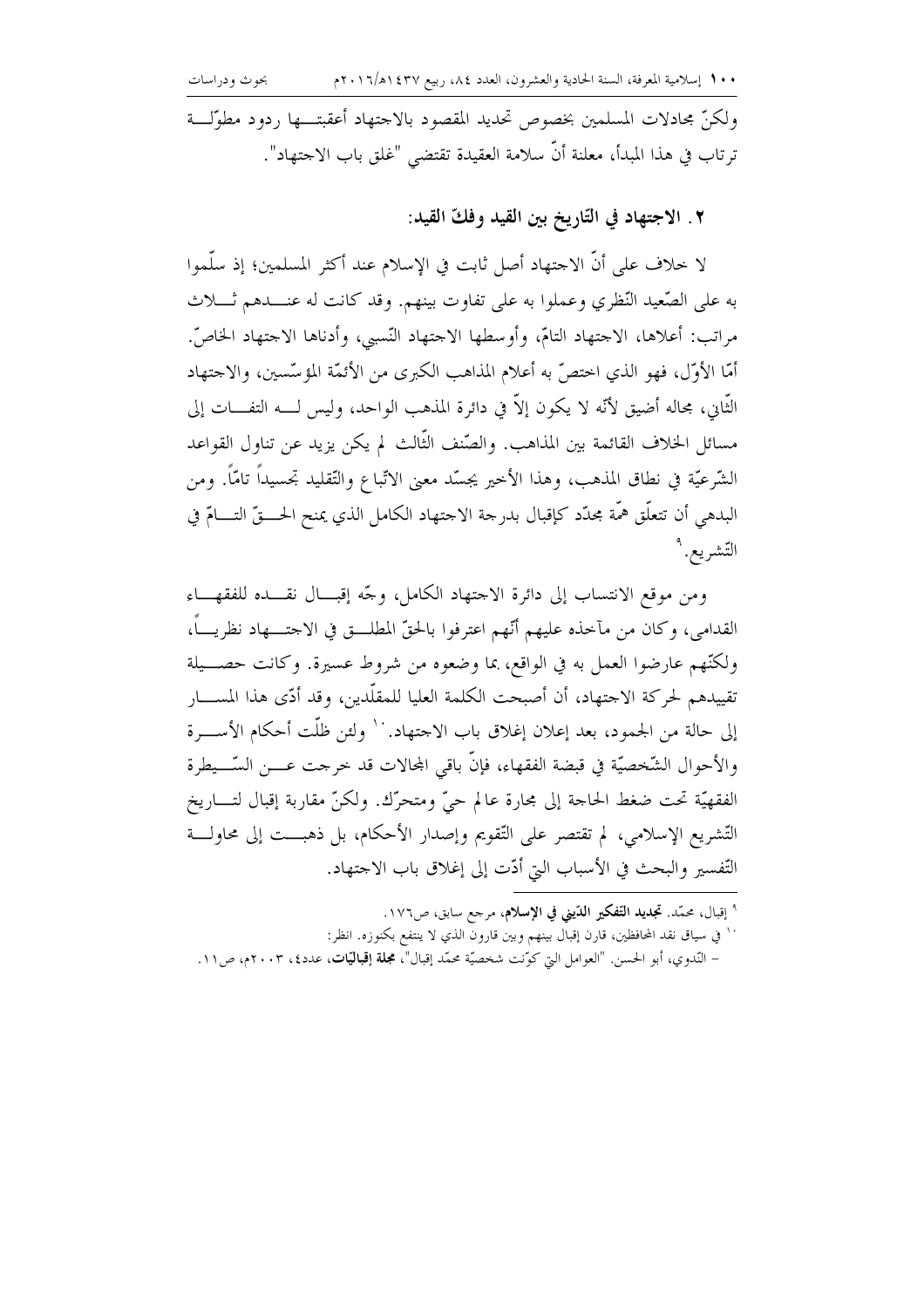ولكنّ مجادلات المسلمين بخصوص تحديد المقصود بالاجتهاد أعقبتها ردود مطوّلة ترتاب في هذا المبدأ، معلنة أنّ سلامة العقيدة تقتضي "غلق باب الاجتهاد".

## ٢. الاجتهاد في التّاريخ بين القيد وفكّ القيد:

لا خلاف على أنّ الاجتهاد أصل ثابت في الإسلام عند أكثر المسلمين؛ إذ سلّموا به على الصّعيد النّظري وعملوا به على تفاوت بينهم. وقد كانت له عندهم ثلاث مراتب: أعلاها، الاجتهاد التامّ، وأوسطها الاجتهاد النّسبي، وأدناها الاجتهاد الخاصّ. أمّا الأوّل، فهو الذي اختصّ به أعلام المذاهب الكبرى من الأئمّة المؤسّسين، والاجتهاد الثّاني، مجاله أضيق لأنّه لا يكون إلاّ في دائرة المذهب الواحد، وليس له التفات إلى مسائل الخلاف القائمة بين المذاهب. والصّنف الثّالث لم يكن يزيد عن تناول القواعد الشّرعيّة في نطاق المذهب، وهذا الأخير يجسّد معنى الاتّباع والتّقليد تجسيداً تامّاً. ومن البدهي أن تتعلّق همّة مجدّد كإقبال بدرجة الاجتهاد الكامل الذي يمنح الحقّ التامّ في التّشريع.[٩]

ومن موقع الانتساب إلى دائرة الاجتهاد الكامل، وجّه إقبال نقده للفقهاء القدامى، وكان من مآخذه عليهم أنّهم اعترفوا بالحقّ المطلق في الاجتهاد نظرياً، ولكنّهم عارضوا العمل به في الواقع، بما وضعوه من شروط عسيرة. وكانت حصيلة تقييدهم لحركة الاجتهاد، أن أصبحت الكلمة العليا للمقلّدين، وقد أدّى هذا المسار إلى حالة من الجمود، بعد إعلان إغلاق باب الاجتهاد.[١٠] ولئن ظلّت أحكام الأسرة والأحوال الشّخصيّة في قبضة الفقهاء، فإنّ باقي المجالات قد خرجت عن السّيطرة الفقهيّة تحت ضغط الحاجة إلى مجارة عالم حيّ ومتحرّك. ولكنّ مقاربة إقبال لتاريخ التّشريع الإسلامي، لم تقتصر على التّقويم وإصدار الأحكام، بل ذهبت إلى محاولة التّفسير والبحث في الأسباب التي أدّت إلى إغلاق باب الاجتهاد.

---

[٩] إقبال، محمّد. **تجديد التّفكير الدّيني في الإسلام**، مرجع سابق، ص١٧٦.

[١٠] في سياق نقد المحافظين، قارن إقبال بينهم وبين قارون الذي لا ينتفع بكنوزه. انظر:
- النّدوي، أبو الحسن. "العوامل التي كوّنت شخصيّة محمّد إقبال"، **مجلة إقباليّات**، عدد٤، ٢٠٠٣م، ص١١.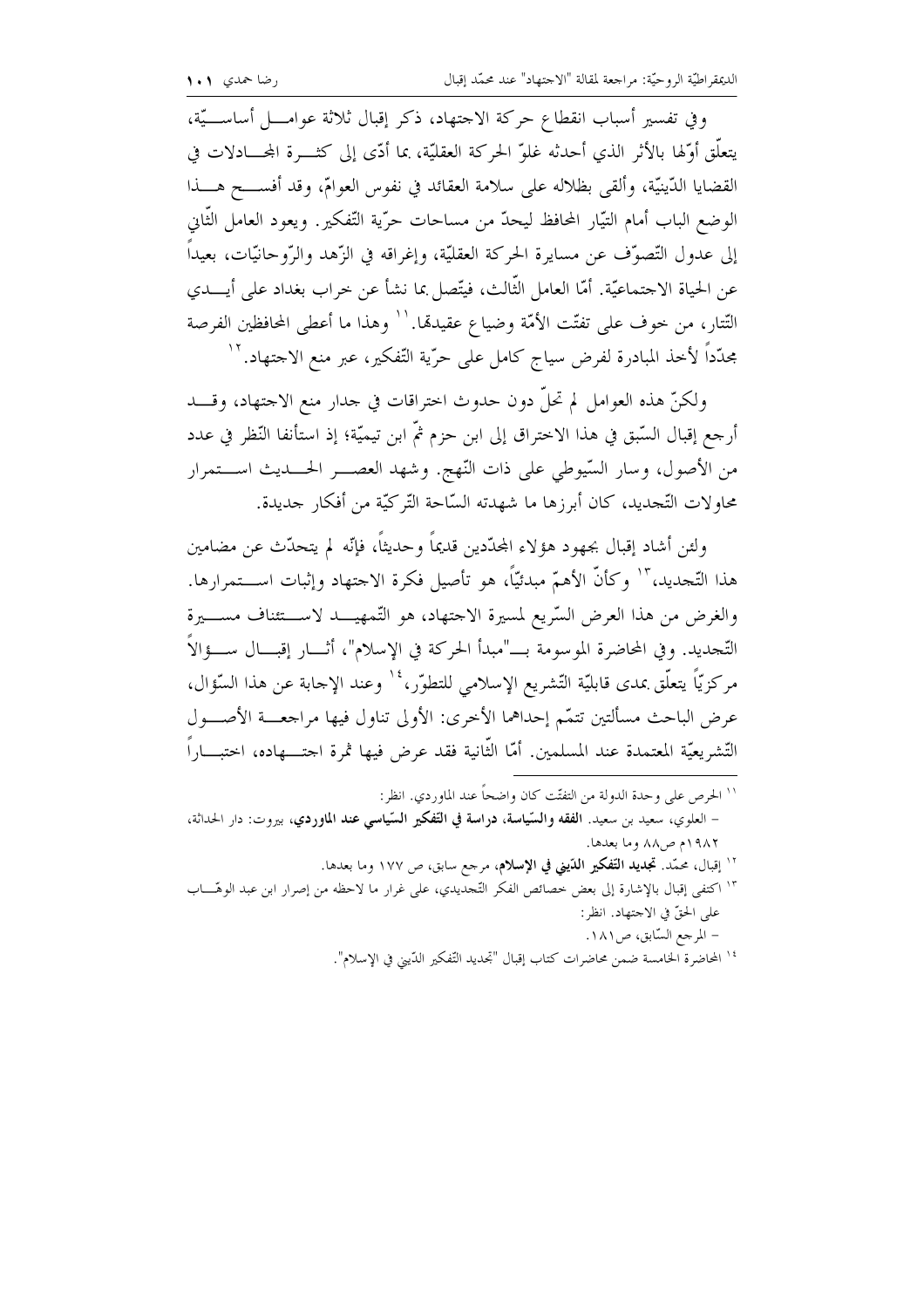وفي تفسير أسباب انقطاع حركة الاجتهاد، ذكر إقبال ثلاثة عوامل أساسيّة، يتعلّق أوّلها بالأثر الذي أحدثه غلوّ الحركة العقليّة، بما أدّى إلى كثرة المجادلات في القضايا الدّينيّة، وألقى بظلاله على سلامة العقائد في نفوس العوامّ، وقد أفسح هذا الوضع الباب أمام التّيّار المحافظ ليحدّ من مساحات حرّيّة التّفكير. ويعود العامل الثّاني إلى عدول التّصوّف عن مسايرة الحركة العقليّة، وإغراقه في الزّهد والرّوحانيّات، بعيداً عن الحياة الاجتماعيّة. أمّا العامل الثّالث، فيتّصل بما نشأ عن خراب بغداد على أيدي التّتار، من خوف على تفتّت الأمّة وضياع عقيدتها.[11] وهذا ما أعطى المحافظين الفرصة مجدّداً لأخذ المبادرة لفرض سياج كامل على حرّيّة التّفكير، عبر منع الاجتهاد.[12]

ولكنّ هذه العوامل لم تحلّ دون حدوث اختراقات في جدار منع الاجتهاد، وقد أرجع إقبال السّبق في هذا الاختراق إلى ابن حزم ثمّ ابن تيميّة؛ إذ استأنفا النّظر في عدد من الأصول، وسار السّيوطي على ذات النّهج. وشهد العصر الحديث استمرار محاولات التّجديد، كان أبرزها ما شهدته السّاحة التّركيّة من أفكار جديدة.

ولئن أشاد إقبال بجهود هؤلاء المجدّدين قديماً وحديثاً، فإنّه لم يتحدّث عن مضامين هذا التّجديد،[13] وكأنّ الأهمّ مبدئيّاً، هو تأصيل فكرة الاجتهاد وإثبات استمرارها. والغرض من هذا العرض السّريع لمسيرة الاجتهاد، هو التّمهيد لاستئناف مسيرة التّجديد. وفي المحاضرة الموسومة بـ"مبدأ الحركة في الإسلام"، أثار إقبال سؤالاً مركزيّاً يتعلّق بمدى قابليّة التّشريع الإسلامي للتطوّر،[14] وعند الإجابة عن هذا السّؤال، عرض الباحث مسألتين تتمّم إحداهما الأخرى: الأولى تناول فيها مراجعة الأصول التّشريعيّة المعتمدة عند المسلمين. أمّا الثّانية فقد عرض فيها ثمرة اجتهاده، اختباراً

---

[11] الحرص على وحدة الدولة من التفتّت كان واضحاً عند الماوردي. انظر:
- العلوي، سعيد بن سعيد. **الفقه والسّياسة، دراسة في التّفكير السّياسي عند الماوردي**، بيروت: دار الحداثة، ١٩٨٢م ص٨٨ وما بعدها.

[12] إقبال، محمّد. **تجديد التّفكير الدّيني في الإسلام**، مرجع سابق، ص ١٧٧ وما بعدها.

[13] اكتفى إقبال بالإشارة إلى بعض خصائص الفكر التّجديدي، على غرار ما لاحظه من إصرار ابن عبد الوهّاب على الحقّ في الاجتهاد. انظر:
- المرجع السّابق، ص١٨١.

[14] المحاضرة الخامسة ضمن محاضرات كتاب إقبال "تجديد التّفكير الدّيني في الإسلام".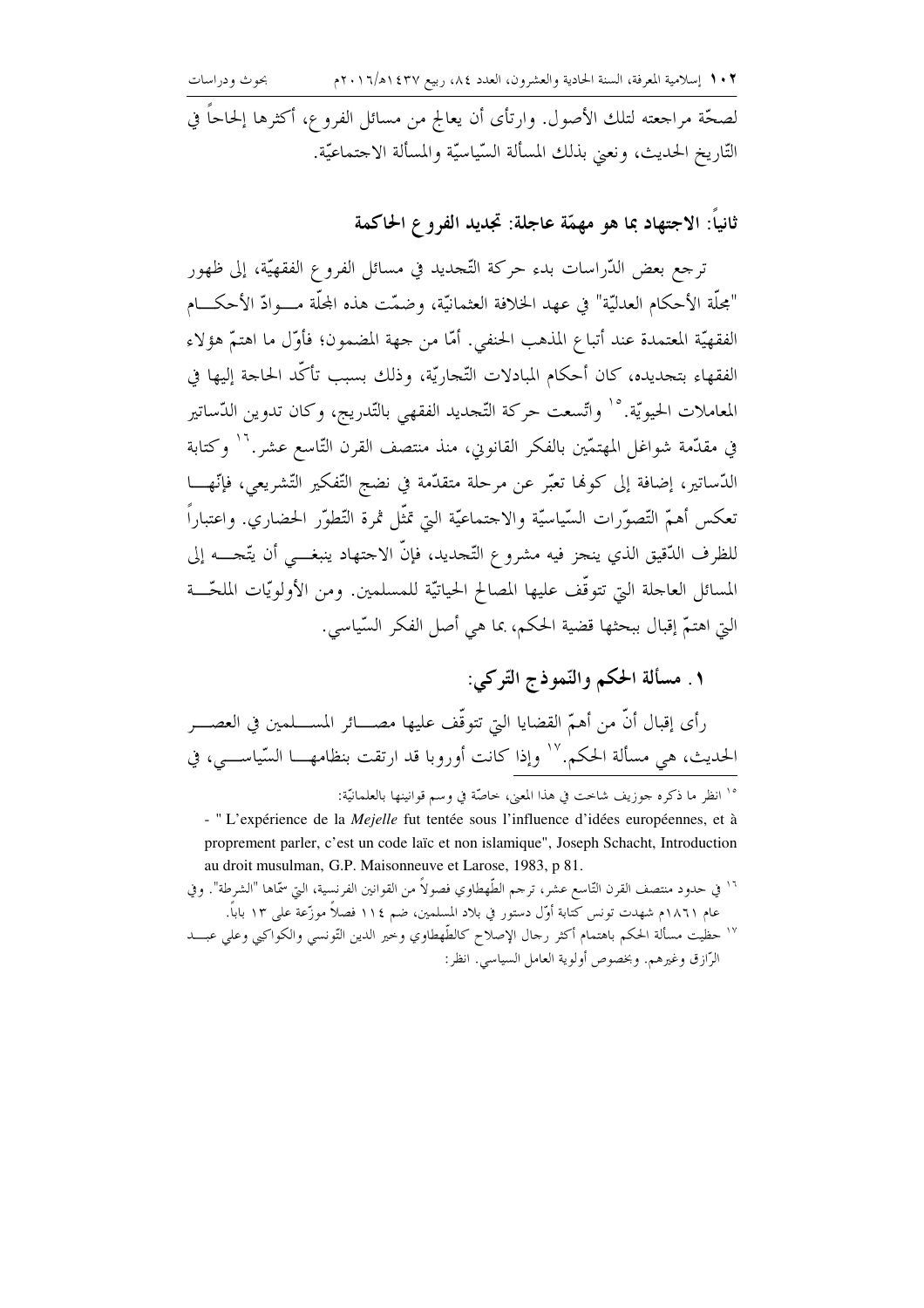لصحّة مراجعته لتلك الأصول. وارتأى أن يعالج من مسائل الفروع، أكثرها إلحاحاً في التّاريخ الحديث، ونعني بذلك المسألة السّياسيّة والمسألة الاجتماعيّة.

## ثانياً: الاجتهاد بما هو مهمّة عاجلة: تجديد الفروع الحاكمة

ترجع بعض الدّراسات بدء حركة التّجديد في مسائل الفروع الفقهيّة، إلى ظهور "مجلّة الأحكام العدليّة" في عهد الخلافة العثمانيّة، وضمّت هذه المجلّة مـــوادّ الأحكـــام الفقهيّة المعتمدة عند أتباع المذهب الحنفي. أمّا من جهة المضمون؛ فأوّل ما اهتمّ هؤلاء الفقهاء بتجديده، كان أحكام المبادلات التّجاريّة، وذلك بسبب تأكّد الحاجة إليها في المعاملات الحيويّة.[15] واتّسعت حركة التّجديد الفقهي بالتّدريج، وكان تدوين الدّساتير في مقدّمة شواغل المهتمّين بالفكر القانوني، منذ منتصف القرن التّاسع عشر.[16] وكتابة الدّساتير، إضافة إلى كونها تعبّر عن مرحلة متقدّمة في نضج التّفكير التّشريعي، فإنّهـــا تعكس أهمّ التّصوّرات السّياسيّة والاجتماعيّة التي تمثّل ثمرة التّطوّر الحضاري. واعتباراً للظرف الدّقيق الذي ينجز فيه مشروع التّجديد، فإنّ الاجتهاد ينبغـــي أن يتّجـــه إلى المسائل العاجلة التي تتوقّف عليها المصالح الحياتيّة للمسلمين. ومن الأولويّات الملحّـــة التي اهتمّ إقبال ببحثها قضية الحكم، بما هي أصل الفكر السّياسي.

### ١. مسألة الحكم والنّموذج التّركي:

رأى إقبال أنّ من أهمّ القضايا التي تتوقّف عليها مصـــائر المســـلمين في العصـــر الحديث، هي مسألة الحكم.[17] وإذا كانت أوروبا قد ارتقت بنظامهـــا السّياســـي، في

---

[15] انظر ما ذكره جوزيف شاخت في هذا المعنى، خاصّة في وسم قوانينها بالعلمانيّة:

- " L'expérience de la *Mejelle* fut tentée sous l'influence d'idées européennes, et à proprement parler, c'est un code laïc et non islamique", Joseph Schacht, Introduction au droit musulman, G.P. Maisonneuve et Larose, 1983, p 81.

[16] في حدود منتصف القرن التّاسع عشر، ترجم الطّهطاوي فصولاً من القوانين الفرنسية، التي سمّاها "الشرطة". وفي عام ١٨٦١م شهدت تونس كتابة أوّل دستور في بلاد المسلمين، ضم ١١٤ فصلاً موزّعة على ١٣ باباً.

[17] حظيت مسألة الحكم باهتمام أكثر رجال الإصلاح كالطّهطاوي وخير الدين التّونسي والكواكبي وعلي عبـــد الرّازق وغيرهم. وبخصوص أولوية العامل السياسي. انظر: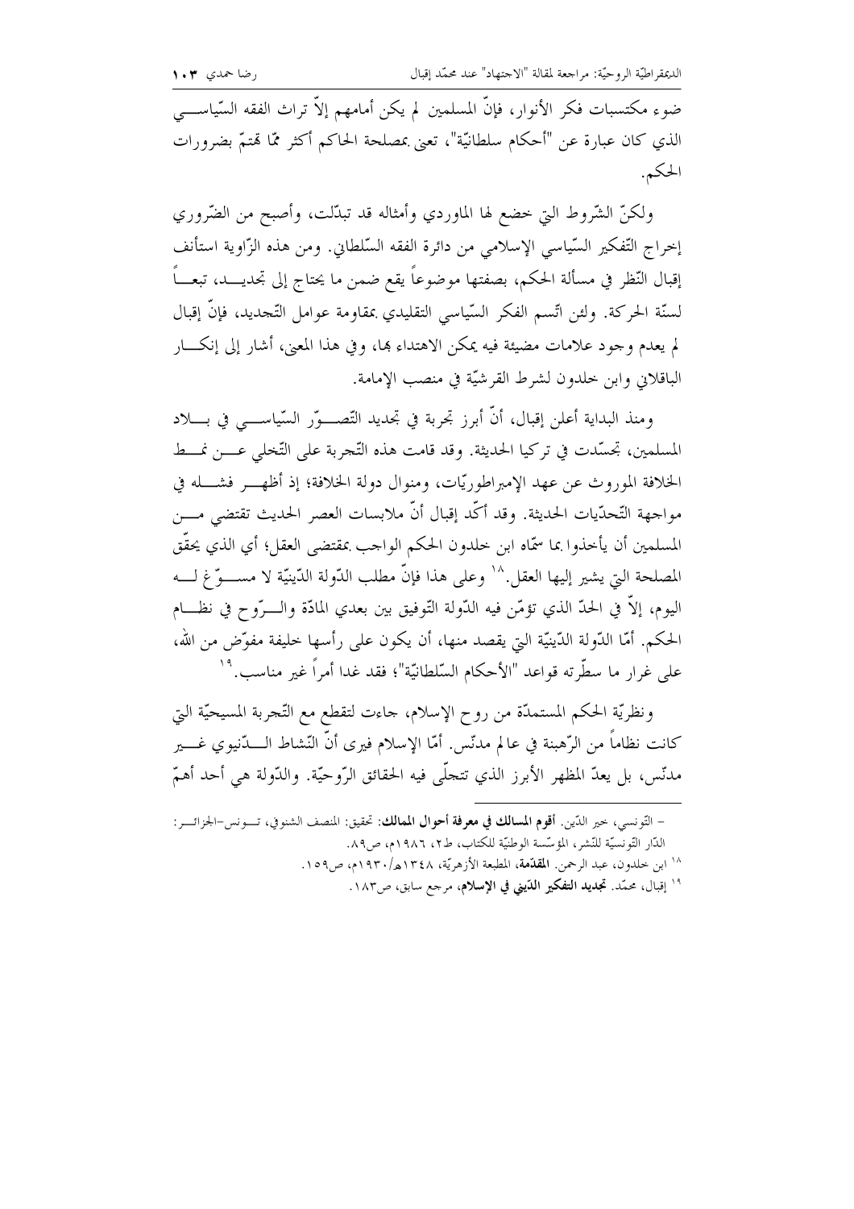ضوء مكتسبات فكر الأنوار، فإنّ المسلمين لم يكن أمامهم إلاّ تراث الفقه السّياسي الذي كان عبارة عن "أحكام سلطانيّة"، تعنى بمصلحة الحاكم أكثر ممّا تهتمّ بضرورات الحكم.

ولكنّ الشّروط التي خضع لها الماوردي وأمثاله قد تبدّلت، وأصبح من الضّروري إخراج التّفكير السّياسي الإسلامي من دائرة الفقه السّلطاني. ومن هذه الزّاوية استأنف إقبال النّظر في مسألة الحكم، بصفتها موضوعاً يقع ضمن ما يحتاج إلى تجديد، تبعاً لسنّة الحركة. ولئن اتّسم الفكر السّياسي التقليدي بمقاومة عوامل التّجديد، فإنّ إقبال لم يعدم وجود علامات مضيئة فيه يمكن الاهتداء بها، وفي هذا المعنى، أشار إلى إنكار الباقلاني وابن خلدون لشرط القرشيّة في منصب الإمامة.

ومنذ البداية أعلن إقبال، أنّ أبرز تجربة في تجديد التّصوّر السّياسي في بلاد المسلمين، تجسّدت في تركيا الحديثة. وقد قامت هذه التّجربة على التّخلي عن نمط الخلافة الموروث عن عهد الإمبراطوريّات، ومنوال دولة الخلافة؛ إذ أظهر فشله في مواجهة التّحدّيات الحديثة. وقد أكّد إقبال أنّ ملابسات العصر الحديث تقتضي من المسلمين أن يأخذوا بما سمّاه ابن خلدون الحكم الواجب بمقتضى العقل؛ أي الذي يحقّق المصلحة التي يشير إليها العقل.[18] وعلى هذا فإنّ مطلب الدّولة الدّينيّة لا مسوّغ له اليوم، إلاّ في الحدّ الذي تؤمّن فيه الدّولة التّوفيق بين بعدي المادّة والرّوح في نظام الحكم. أمّا الدّولة الدّينيّة التي يقصد منها، أن يكون على رأسها خليفة مفوّض من الله، على غرار ما سطّرته قواعد "الأحكام السّلطانيّة"؛ فقد غدا أمراً غير مناسب.[19]

ونظريّة الحكم المستمدّة من روح الإسلام، جاءت لتقطع مع التّجربة المسيحيّة التي كانت نظاماً من الرّهبنة في عالم مدنّس. أمّا الإسلام فيرى أنّ النّشاط الدّنيوي غير مدنّس، بل يعدّ المظهر الأبرز الذي تتجلّى فيه الحقائق الرّوحيّة. والدّولة هي أحد أهمّ

---

– التّونسي، خير الدّين. **أقوم المسالك في معرفة أحوال الممالك**: تحقيق: المنصف الشنوفي، تونس–الجزائر: الدّار التّونسيّة للنّشر، المؤسّسة الوطنيّة للكتاب، ط٢، ١٩٨٦م، ص٨٩.

[18] ابن خلدون، عبد الرحمن. **المقدّمة**، المطبعة الأزهريّة، ١٣٤٨هـ/١٩٣٠م، ص١٥٩.

[19] إقبال، محمّد. **تجديد التفكير الدّيني في الإسلام**، مرجع سابق، ص١٨٣.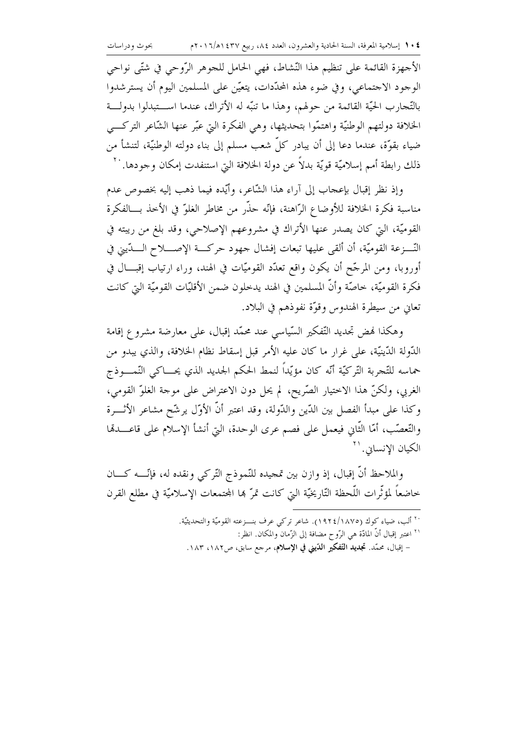الأجهزة القائمة على تنظيم هذا النّشاط، فهي الحامل للجوهر الرّوحي في شتّى نواحي الوجود الاجتماعي، وفي ضوء هذه المحدّدات، يتعيّن على المسلمين اليوم أن يسترشدوا بالتّجارب الحيّة القائمة من حولهم، وهذا ما تنبّه له الأتراك، عندما استبدلوا بدولة الخلافة دولتهم الوطنيّة واهتمّوا بتحديثها، وهي الفكرة التي عبّر عنها الشّاعر التركي ضياء بقوّة، عندما دعا إلى أن يبادر كلّ شعب مسلم إلى بناء دولته الوطنيّة، لتنشأ من ذلك رابطة أمم إسلاميّة قويّة بدلاً عن دولة الخلافة التي استنفدت إمكان وجودها.[20]

وإذ نظر إقبال بإعجاب إلى آراء هذا الشّاعر، وأيّده فيما ذهب إليه بخصوص عدم مناسبة فكرة الخلافة للأوضاع الرّاهنة، فإنّه حذّر من مخاطر الغلوّ في الأخذ بالفكرة القوميّة، التي كان يصدر عنها الأتراك في مشروعهم الإصلاحي، وقد بلغ من ريبته في النّزعة القوميّة، أن ألقى عليها تبعات إفشال جهود حركة الإصلاح الدّيني في أوروبا، ومن المرجّح أن يكون واقع تعدّد القوميّات في الهند، وراء ارتياب إقبال في فكرة القوميّة، خاصّة وأنّ المسلمين في الهند يدخلون ضمن الأقليّات القوميّة التي كانت تعاني من سيطرة الهندوس وقوّة نفوذهم في البلاد.

وهكذا نهض تجديد التّفكير السّياسي عند محمّد إقبال، على معارضة مشروع إقامة الدّولة الدّينيّة، على غرار ما كان عليه الأمر قبل إسقاط نظام الخلافة، والذي يبدو من حماسه للتّجربة التّركيّة أنّه كان مؤيّداً لنمط الحكم الجديد الذي يحاكي النّموذج الغربي، ولكنّ هذا الاختيار الصّريح، لم يحل دون الاعتراض على موجة الغلوّ القومي، وكذا على مبدأ الفصل بين الدّين والدّولة، وقد اعتبر أنّ الأوّل يرشّح مشاعر الأثرة والتّعصّب، أمّا الثّاني فيعمل على فصم عرى الوحدة، التي أنشأ الإسلام على قاعدتها الكيان الإنساني.[21]

والملاحظ أنّ إقبال، إذ وازن بين تمجيده للنّموذج التّركي ونقده له، فإنّه كان خاضعاً لمؤثّرات اللّحظة التّاريخيّة التي كانت تمرّ بها المجتمعات الإسلاميّة في مطلع القرن

---

[20] ألب، ضياء كوك (١٨٧٥/١٩٢٤). شاعر تركي عرف بنزعته القوميّة والتحديثيّة.

[21] اعتبر إقبال أنّ المادّة هي الرّوح مضافة إلى الزّمان والمكان. انظر:

- إقبال، محمّد. **تجديد التّفكير الدّيني في الإسلام**، مرجع سابق، ص١٨٢، ١٨٣.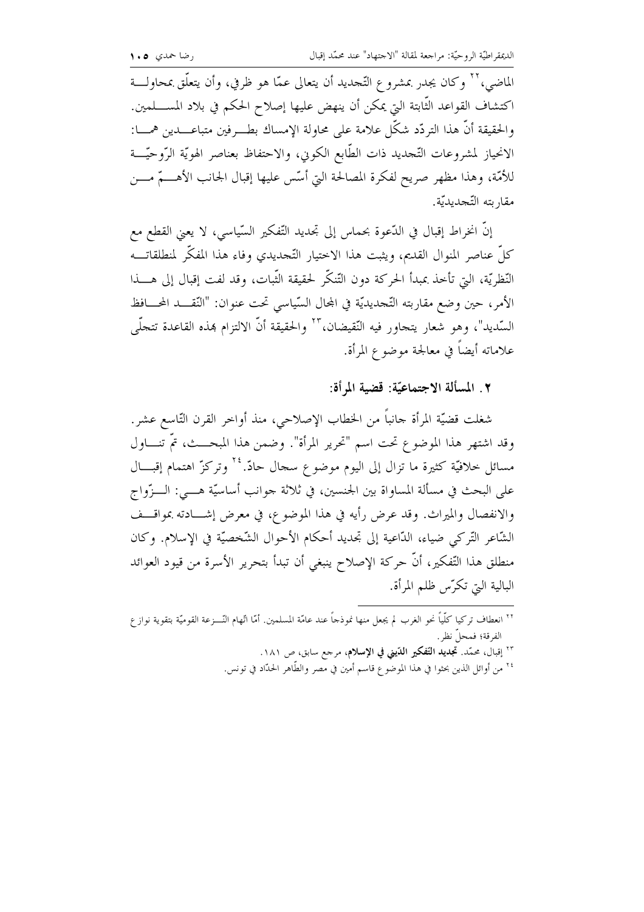الماضي،[22] وكان يجدر بمشروع التّجديد أن يتعالى عمّا هو ظرفي، وأن يتعلّق بمحاولة اكتشاف القواعد الثّابتة التي يمكن أن ينهض عليها إصلاح الحكم في بلاد المسلمين. والحقيقة أنّ هذا التردّد شكّل علامة على محاولة الإمساك بطرفين متباعدين هما: الانحياز لمشروعات التّجديد ذات الطّابع الكوني، والاحتفاظ بعناصر الهويّة الرّوحيّة للأمّة، وهذا مظهر صريح لفكرة المصالحة التي أسّس عليها إقبال الجانب الأهمّ من مقاربته التّجديديّة.

إنّ انخراط إقبال في الدّعوة بحماس إلى تجديد التّفكير السّياسي، لا يعني القطع مع كلّ عناصر المنوال القديم، ويثبت هذا الاختيار التّجديدي وفاء هذا المفكّر لمنطلقاته النّظريّة، التي تأخذ بمبدأ الحركة دون التّنكّر لحقيقة الثّبات، وقد لفت إقبال إلى هذا الأمر، حين وضع مقاربته التّجديديّة في المجال السّياسي تحت عنوان: "النّقد المحافظ السّديد"، وهو شعار يتجاور فيه النّقيضان،[23] والحقيقة أنّ الالتزام بهذه القاعدة تتجلّى علاماته أيضاً في معالجة موضوع المرأة.

### ٢. المسألة الاجتماعيّة: قضية المرأة:

شغلت قضيّة المرأة جانباً من الخطاب الإصلاحي، منذ أواخر القرن التّاسع عشر. وقد اشتهر هذا الموضوع تحت اسم "تحرير المرأة". وضمن هذا المبحث، تمّ تناول مسائل خلافيّة كثيرة ما تزال إلى اليوم موضوع سجال حادّ.[24] وتركّز اهتمام إقبال على البحث في مسألة المساواة بين الجنسين، في ثلاثة جوانب أساسيّة هي: الزّواج والانفصال والميراث. وقد عرض رأيه في هذا الموضوع، في معرض إشادته بمواقف الشّاعر التّركي ضياء، الدّاعية إلى تجديد أحكام الأحوال الشّخصيّة في الإسلام. وكان منطلق هذا التّفكير، أنّ حركة الإصلاح ينبغي أن تبدأ بتحرير الأسرة من قيود العوائد البالية التي تكرّس ظلم المرأة.

---

[22] انعطاف تركيا كلّياً نحو الغرب لم يجعل منها نموذجاً عند عامّة المسلمين. أمّا اتّهام النّزعة القوميّة بتقوية نوازع الفرقة؛ فمحلّ نظر.

[23] إقبال، محمّد. **تجديد التّفكير الدّيني في الإسلام**، مرجع سابق، ص ١٨١.

[24] من أوائل الذين بحثوا في هذا الموضوع قاسم أمين في مصر والطّاهر الحدّاد في تونس.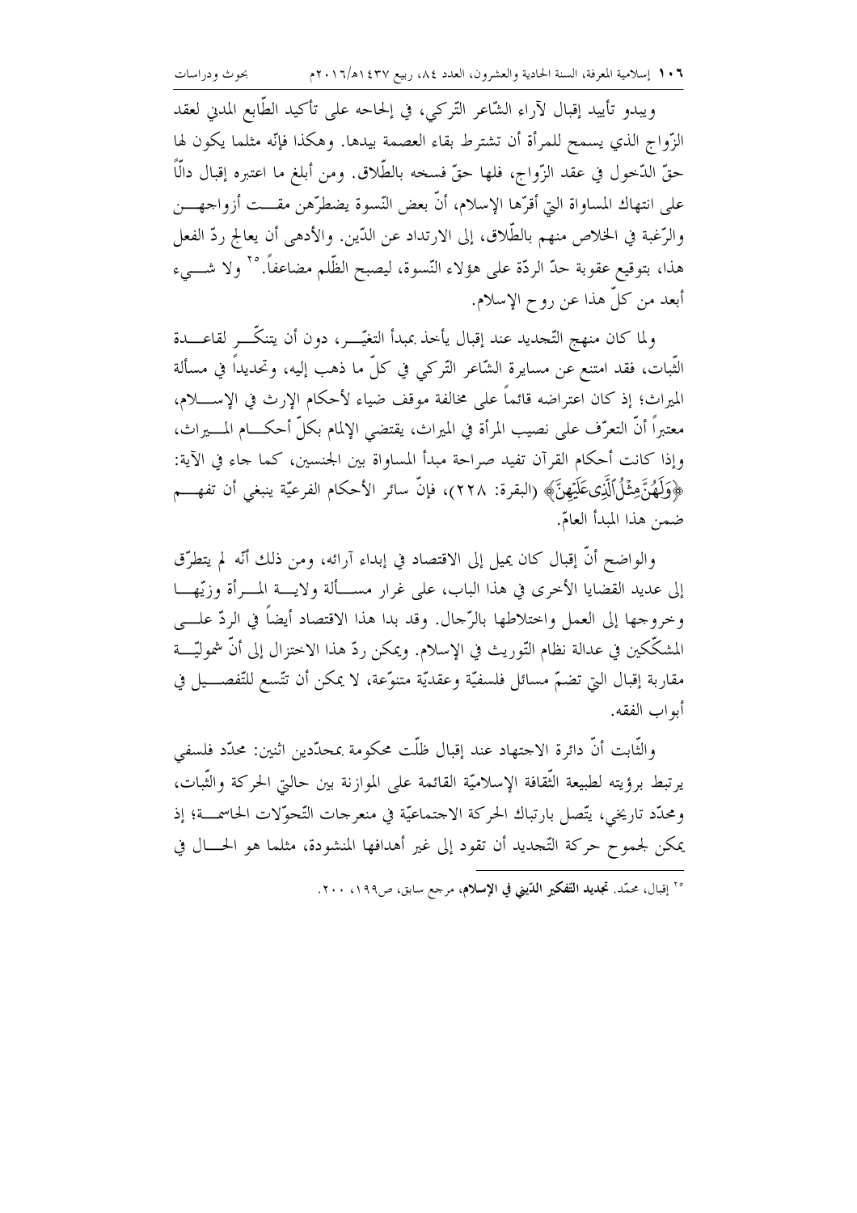ويبدو تأييد إقبال لآراء الشّاعر التّركي، في إلحاحه على تأكيد الطّابع المدني لعقد الزّواج الذي يسمح للمرأة أن تشترط بقاء العصمة بيدها. وهكذا فإنّه مثلما يكون لها حقّ الدّخول في عقد الزّواج، فلها حقّ فسخه بالطّلاق. ومن أبلغ ما اعتبره إقبال دالّاً على انتهاك المساواة التي أقرّها الإسلام، أنّ بعض النّسوة يضطرّهن مقت أزواجهن والرّغبة في الخلاص منهم بالطّلاق، إلى الارتداد عن الدّين. والأدهى أن يعالج ردّ الفعل هذا، بتوقيع عقوبة حدّ الردّة على هؤلاء النّسوة، ليصبح الظّلم مضاعفاً.[25] ولا شيء أبعد من كلّ هذا عن روح الإسلام.

ولما كان منهج التّجديد عند إقبال يأخذ بمبدأ التغيّر، دون أن يتنكّر لقاعدة الثّبات، فقد امتنع عن مسايرة الشّاعر التّركي في كلّ ما ذهب إليه، وتحديداً في مسألة الميراث؛ إذ كان اعتراضه قائماً على مخالفة موقف ضياء لأحكام الإرث في الإسلام، معتبراً أنّ التعرّف على نصيب المرأة في الميراث، يقتضي الإلمام بكلّ أحكام الميراث، وإذا كانت أحكام القرآن تفيد صراحة مبدأ المساواة بين الجنسين، كما جاء في الآية: ﴿وَلَهُنَّ مِثْلُ الَّذِي عَلَيْهِنَّ﴾ (البقرة: ٢٢٨)، فإنّ سائر الأحكام الفرعيّة ينبغي أن تفهم ضمن هذا المبدأ العامّ.

والواضح أنّ إقبال كان يميل إلى الاقتصاد في إبداء آرائه، ومن ذلك أنّه لم يتطرّق إلى عديد القضايا الأخرى في هذا الباب، على غرار مسألة ولاية المرأة وزيّها وخروجها إلى العمل واختلاطها بالرّجال. وقد بدا هذا الاقتصاد أيضاً في الردّ على المشكّكين في عدالة نظام التّوريث في الإسلام. ويمكن ردّ هذا الاختزال إلى أنّ شموليّة مقاربة إقبال التي تضمّ مسائل فلسفيّة وعقديّة متنوّعة، لا يمكن أن تتّسع للتّفصيل في أبواب الفقه.

والثّابت أنّ دائرة الاجتهاد عند إقبال ظلّت محكومة بمحدّدين اثنين: محدّد فلسفي يرتبط برؤيته لطبيعة الثّقافة الإسلاميّة القائمة على الموازنة بين حالتي الحركة والثّبات، ومحدّد تاريخي، يتّصل بارتباك الحركة الاجتماعيّة في منعرجات التّحوّلات الحاسمة؛ إذ يمكن لجموح حركة التّجديد أن تقود إلى غير أهدافها المنشودة، مثلما هو الحال في

---

[25] إقبال، محمّد. **تجديد التّفكير الدّيني في الإسلام**، مرجع سابق، ص١٩٩، ٢٠٠.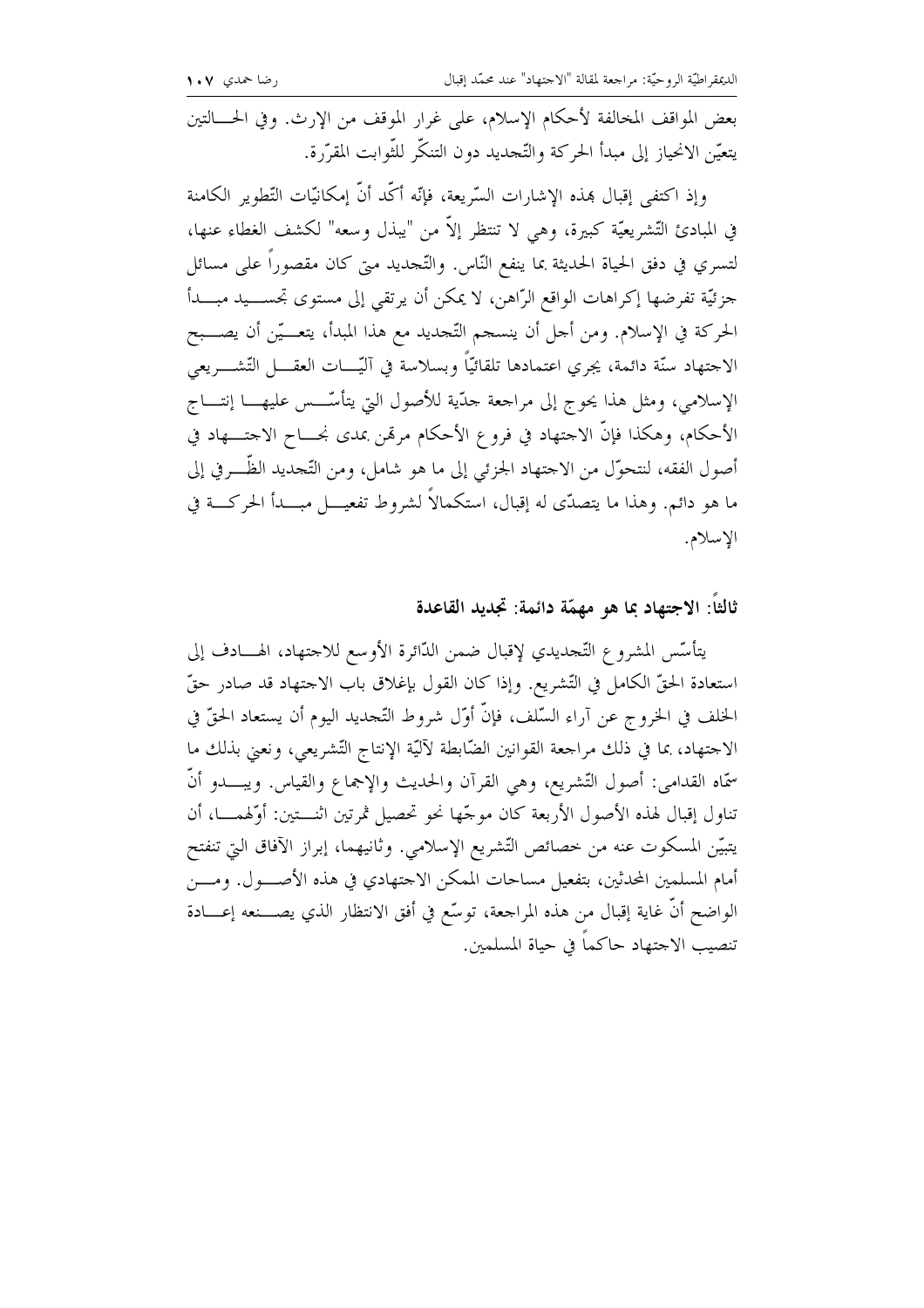بعض المواقف المخالفة لأحكام الإسلام، على غرار الموقف من الإرث. وفي الحالتين يتعيّن الانحياز إلى مبدأ الحركة والتّجديد دون التنكّر للثّوابت المقرّرة.

وإذ اكتفى إقبال بهذه الإشارات السّريعة، فإنّه أكّد أنّ إمكانيّات التّطوير الكامنة في المبادئ التّشريعيّة كبيرة، وهي لا تنتظر إلاّ من "يبذل وسعه" لكشف الغطاء عنها، لتسري في دفق الحياة الحديثة بما ينفع النّاس. والتّجديد متى كان مقصوراً على مسائل جزئيّة تفرضها إكراهات الواقع الرّاهن، لا يمكن أن يرتقي إلى مستوى تجسيد مبدأ الحركة في الإسلام. ومن أجل أن ينسجم التّجديد مع هذا المبدأ، يتعيّن أن يصبح الاجتهاد سنّة دائمة، يجري اعتمادها تلقائيّاً وبسلاسة في آليّات العقل التّشريعي الإسلامي، ومثل هذا يحوج إلى مراجعة جدّية للأصول التي يتأسّس عليها إنتاج الأحكام، وهكذا فإنّ الاجتهاد في فروع الأحكام مرهَن بمدى نجاح الاجتهاد في أصول الفقه، لنتحوّل من الاجتهاد الجزئي إلى ما هو شامل، ومن التّجديد الظّرفي إلى ما هو دائم. وهذا ما يتصدّى له إقبال، استكمالاً لشروط تفعيل مبدأ الحركة في الإسلام.

### ثالثاً: الاجتهاد بما هو مهمّة دائمة: تجديد القاعدة

يتأسّس المشروع التّجديدي لإقبال ضمن الدّائرة الأوسع للاجتهاد، الهادف إلى استعادة الحقّ الكامل في التّشريع. وإذا كان القول بإغلاق باب الاجتهاد قد صادر حقّ الخلف في الخروج عن آراء السّلف، فإنّ أوّل شروط التّجديد اليوم أن يستعاد الحقّ في الاجتهاد، بما في ذلك مراجعة القوانين الضّابطة لآليّة الإنتاج التّشريعي، ونعني بذلك ما سمّاه القدامى: أصول التّشريع، وهي القرآن والحديث والإجماع والقياس. ويبدو أنّ تناول إقبال لهذه الأصول الأربعة كان موجّها نحو تحصيل ثمرتين اثنتين: أوّلهما، أن يتبيّن المسكوت عنه من خصائص التّشريع الإسلامي. وثانيهما، إبراز الآفاق التي تنفتح أمام المسلمين المحدثين، بتفعيل مساحات الممكن الاجتهادي في هذه الأصول. ومن الواضح أنّ غاية إقبال من هذه المراجعة، توسّع في أفق الانتظار الذي يصنعه إعادة تنصيب الاجتهاد حاكماً في حياة المسلمين.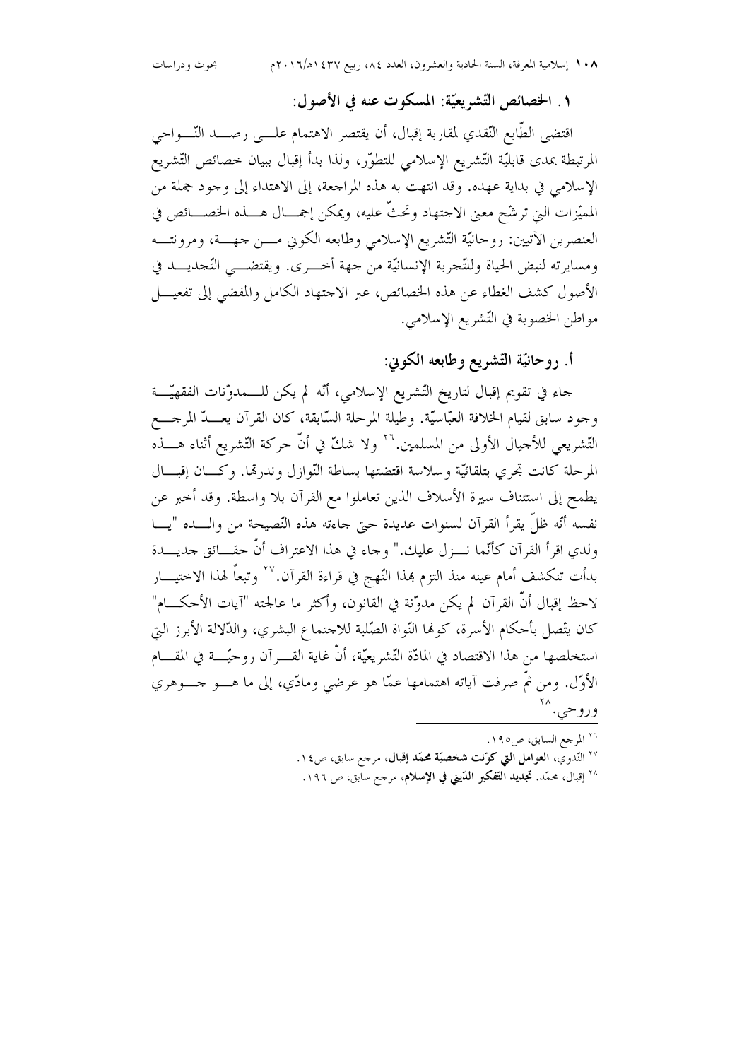### ١. الخصائص التّشريعيّة: المسكوت عنه في الأصول:

اقتضى الطّابع النّقدي لمقاربة إقبال، أن يقتصر الاهتمام على رصد النّواحي المرتبطة بمدى قابليّة التّشريع الإسلامي للتطوّر، ولذا بدأ إقبال ببيان خصائص التّشريع الإسلامي في بداية عهده. وقد انتهت به هذه المراجعة، إلى الاهتداء إلى وجود جملة من المميّزات التي ترشّح معنى الاجتهاد وتحثّ عليه، ويمكن إجمال هذه الخصائص في العنصرين الآتيين: روحانيّة التّشريع الإسلامي وطابعه الكوني من جهة، ومرونته ومسايرته لنبض الحياة وللتّجربة الإنسانيّة من جهة أخرى. ويقتضي التّجديد في الأصول كشف الغطاء عن هذه الخصائص، عبر الاجتهاد الكامل والمفضي إلى تفعيل مواطن الخصوبة في التّشريع الإسلامي.

#### أ. روحانيّة التّشريع وطابعه الكوني:

جاء في تقويم إقبال لتاريخ التّشريع الإسلامي، أنّه لم يكن للمدوّنات الفقهيّة وجود سابق لقيام الخلافة العبّاسيّة. وطيلة المرحلة السّابقة، كان القرآن يعدّ المرجع التّشريعي للأجيال الأولى من المسلمين.[26] ولا شكّ في أنّ حركة التّشريع أثناء هذه المرحلة كانت تجري بتلقائيّة وسلاسة اقتضتها بساطة النّوازل وندرتها. وكان إقبال يطمح إلى استئناف سيرة الأسلاف الذين تعاملوا مع القرآن بلا واسطة. وقد أخبر عن نفسه أنّه ظلّ يقرأ القرآن لسنوات عديدة حتى جاءته هذه النّصيحة من والده "يا ولدي اقرأ القرآن كأنّما نزل عليك." وجاء في هذا الاعتراف أنّ حقائق جديدة بدأت تنكشف أمام عينه منذ التزم بهذا النّهج في قراءة القرآن.[27] وتبعاً لهذا الاختيار لاحظ إقبال أنّ القرآن لم يكن مدوّنة في القانون، وأكثر ما عالجته "آيات الأحكام" كان يتّصل بأحكام الأسرة، كونها النّواة الصّلبة للاجتماع البشري، والدّلالة الأبرز التي استخلصها من هذا الاقتصاد في المادّة التّشريعيّة، أنّ غاية القرآن روحيّة في المقام الأوّل. ومن ثمّ صرفت آياته اهتمامها عمّا هو عرضي ومادّي، إلى ما هو جوهري وروحي.[28]

---

[26] المرجع السابق، ص١٩٥.

[27] النّدوي، **العوامل التي كوّنت شخصيّة محمّد إقبال**، مرجع سابق، ص١٤.

[28] إقبال، محمّد. **تجديد التّفكير الدّيني في الإسلام**، مرجع سابق، ص ١٩٦.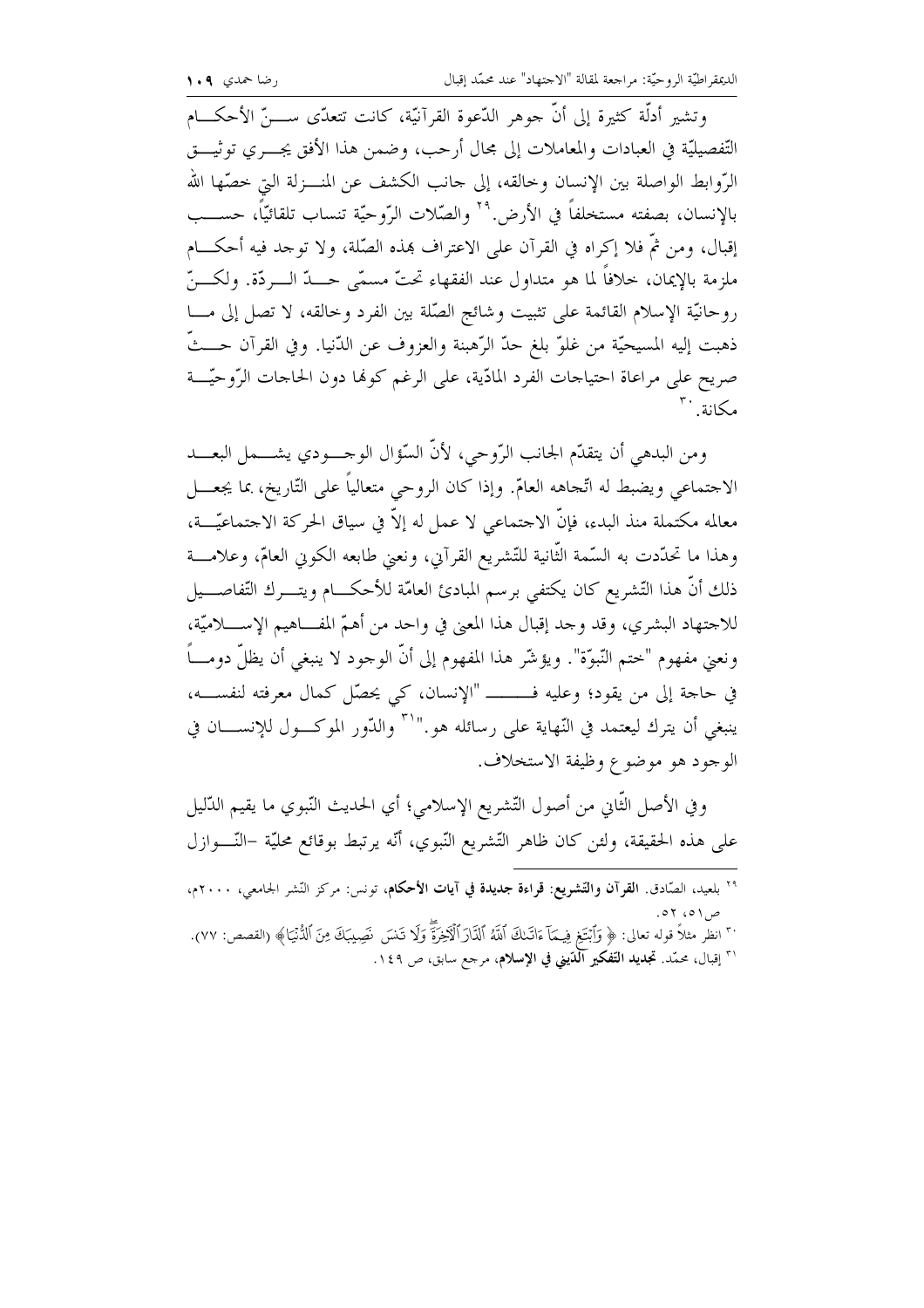وتشير أدلّة كثيرة إلى أنّ جوهر الدّعوة القرآنيّة، كانت تتعدّى سنّ الأحكام التّفصيليّة في العبادات والمعاملات إلى مجال أرحب، وضمن هذا الأفق يجري توثيق الرّوابط الواصلة بين الإنسان وخالقه، إلى جانب الكشف عن المنزلة التي خصّها الله بالإنسان، بصفته مستخلفاً في الأرض.[29] والصّلات الرّوحيّة تنساب تلقائيّاً، حسب إقبال، ومن ثمّ فلا إكراه في القرآن على الاعتراف بهذه الصّلة، ولا توجد فيه أحكام ملزمة بالإيمان، خلافاً لما هو متداول عند الفقهاء تحتّ مسمّى حدّ الرّدّة. ولكنّ روحانيّة الإسلام القائمة على تثبيت وشائج الصّلة بين الفرد وخالقه، لا تصل إلى ما ذهبت إليه المسيحيّة من غلوّ بلغ حدّ الرّهبنة والعزوف عن الدّنيا. وفي القرآن حثّ صريح على مراعاة احتياجات الفرد المادّية، على الرغم كونها دون الحاجات الرّوحيّة مكانة.[30]

ومن البدهي أن يتقدّم الجانب الرّوحي، لأنّ السّؤال الوجودي يشمل البعد الاجتماعي ويضبط له اتّجاهه العامّ. وإذا كان الروحي متعالياً على التّاريخ، بما يجعل معالمه مكتملة منذ البدء، فإنّ الاجتماعي لا عمل له إلاّ في سياق الحركة الاجتماعيّة، وهذا ما تحدّدت به السّمة الثّانية للتّشريع القرآني، ونعني طابعه الكوني العامّ، وعلامة ذلك أنّ هذا التّشريع كان يكتفي برسم المبادئ العامّة للأحكام ويترك التّفاصيل للاجتهاد البشري، وقد وجد إقبال هذا المعنى في واحد من أهمّ المفاهيم الإسلاميّة، ونعني مفهوم "ختم النّبوّة". ويؤشّر هذا المفهوم إلى أنّ الوجود لا ينبغي أن يظلّ دوماً في حاجة إلى من يقود؛ وعليه فـ"الإنسان، كي يحصّل كمال معرفته لنفسه، ينبغي أن يترك ليعتمد في النّهاية على رسائله هو."[31] والدّور الموكول للإنسان في الوجود هو موضوع وظيفة الاستخلاف.

وفي الأصل الثّاني من أصول التّشريع الإسلامي؛ أي الحديث النّبوي ما يقيم الدّليل على هذه الحقيقة، ولئن كان ظاهر التّشريع النّبوي، أنّه يرتبط بوقائع محليّة –النّوازل

---

[29] بلعيد، الصّادق. **القرآن والتّشريع: قراءة جديدة في آيات الأحكام**، تونس: مركز النّشر الجامعي، ٢٠٠٠م، ص٥١، ٥٢.

[30] انظر مثلاً قوله تعالى: ﴿وَٱبۡتَغِ فِيمَآ ءَاتَىٰكَ ٱللَّهُ ٱلدَّارَ ٱلۡأٓخِرَةَۖ وَلَا تَنسَ نَصِيبَكَ مِنَ ٱلدُّنۡيَاۖ﴾ (القصص: ٧٧).

[31] إقبال، محمّد. **تجديد التّفكير الدّيني في الإسلام**، مرجع سابق، ص ١٤٩.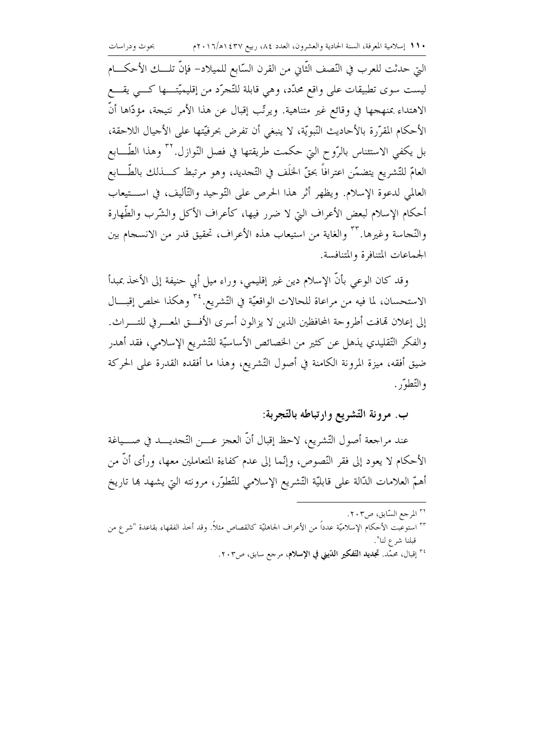التي حدثت للعرب في النّصف الثّاني من القرن السّابع للميلاد- فإنّ تلك الأحكام ليست سوى تطبيقات على واقع محدّد، وهي قابلة للتّجرّد من إقليميّتها كي يقع الاهتداء بمنهجها في وقائع غير متناهية. ويرتّب إقبال عن هذا الأمر نتيجة، مؤدّاها أنّ الأحكام المقرّرة بالأحاديث النّبويّة، لا ينبغي أن تفرض بحرفيّتها على الأجيال اللاحقة، بل يكفي الاستئناس بالرّوح التي حكمت طريقتها في فصل النّوازل.[32] وهذا الطّابع العامّ للتّشريع يتضمّن اعترافاً بحقّ الخلَف في التّجديد، وهو مرتبط كذلك بالطّابع العالمي لدعوة الإسلام. ويظهر أثر هذا الحرص على التّوحيد والتّأليف، في استيعاب أحكام الإسلام لبعض الأعراف التي لا ضرر فيها، كأعراف الأكل والشّرب والطّهارة والنّجاسة وغيرها.[33] والغاية من استيعاب هذه الأعراف، تحقيق قدر من الانسجام بين الجماعات المتنافرة والمتنافسة.

وقد كان الوعي بأنّ الإسلام دين غير إقليمي، وراء ميل أبي حنيفة إلى الأخذ بمبدأ الاستحسان، لما فيه من مراعاة للحالات الواقعيّة في التّشريع.[34] وهكذا خلص إقبال إلى إعلان تهافت أطروحة المحافظين الذين لا يزالون أسرى الأفق المعرفي للتراث. والفكر التّقليدي يذهل عن كثير من الخصائص الأساسيّة للتّشريع الإسلامي، فقد أهدر ضيق أفقه، ميزة المرونة الكامنة في أصول التّشريع، وهذا ما أفقده القدرة على الحركة والتّطوّر.

### ب. مرونة التّشريع وارتباطه بالتّجربة:

عند مراجعة أصول التّشريع، لاحظ إقبال أنّ العجز عن التّجديد في صياغة الأحكام لا يعود إلى فقر النّصوص، وإنّما إلى عدم كفاءة المتعاملين معها، ورأى أنّ من أهمّ العلامات الدّالة على قابليّة التّشريع الإسلامي للتّطوّر، مرونته التي يشهد بها تاريخ

---

[32] المرجع السّابق، ص٢٠٣.

[33] استوعبت الأحكام الإسلاميّة عدداً من الأعراف الجاهليّة كالقصاص مثلاً. وقد أخذ الفقهاء بقاعدة "شرع من قبلنا شرع لنا".

[34] إقبال، محمّد. **تجديد التّفكير الدّيني في الإسلام**، مرجع سابق، ص٢٠٣.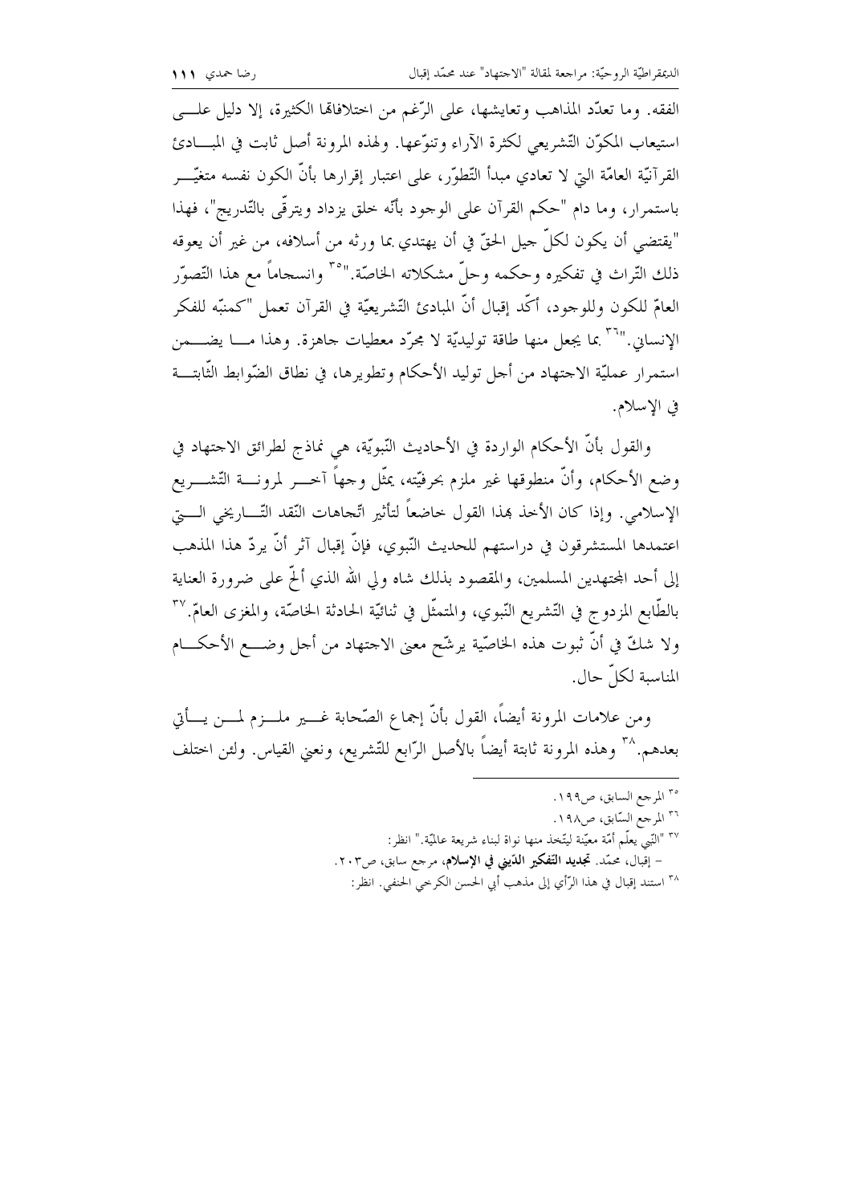الفقه. وما تعدّد المذاهب وتعايشها، على الرّغم من اختلافاها الكثيرة، إلا دليل على استيعاب المكوّن التّشريعي لكثرة الآراء وتنوّعها. ولهذه المرونة أصل ثابت في المبادئ القرآنيّة العامّة التي لا تعادي مبدأ التّطوّر، على اعتبار إقرارها بأنّ الكون نفسه متغيّر باستمرار، وما دام "حكم القرآن على الوجود بأنّه خلق يزداد ويترقّى بالتّدريج"، فهذا "يقتضي أن يكون لكلّ جيل الحقّ في أن يهتدي بما ورثه من أسلافه، من غير أن يعوقه ذلك التّراث في تفكيره وحكمه وحلّ مشكلاته الخاصّة."[35] وانسجاماً مع هذا التّصوّر العامّ للكون وللوجود، أكّد إقبال أنّ المبادئ التّشريعيّة في القرآن تعمل "كمنبّه للفكر الإنساني."[36] بما يجعل منها طاقة توليديّة لا مجرّد معطيات جاهزة. وهذا ما يضمن استمرار عمليّة الاجتهاد من أجل توليد الأحكام وتطويرها، في نطاق الضّوابط الثّابتة في الإسلام.

والقول بأنّ الأحكام الواردة في الأحاديث النّبويّة، هي نماذج لطرائق الاجتهاد في وضع الأحكام، وأنّ منطوقها غير ملزم بحرفيّته، يمثّل وجهاً آخر لمرونة التّشريع الإسلامي. وإذا كان الأخذ بهذا القول خاضعاً لتأثير اتّجاهات النّقد التّاريخي التي اعتمدها المستشرقون في دراستهم للحديث النّبوي، فإنّ إقبال آثر أنّ يردّ هذا المذهب إلى أحد المجتهدين المسلمين، والمقصود بذلك شاه ولي الله الذي ألحّ على ضرورة العناية بالطّابع المزدوج في التّشريع النّبوي، والمتمثّل في ثنائيّة الحادثة الخاصّة، والمغزى العامّ.[37] ولا شكّ في أنّ ثبوت هذه الخاصّية يرشّح معنى الاجتهاد من أجل وضع الأحكام المناسبة لكلّ حال.

ومن علامات المرونة أيضاً، القول بأنّ إجماع الصّحابة غير ملزم لمن يأتي بعدهم.[38] وهذه المرونة ثابتة أيضاً بالأصل الرّابع للتّشريع، ونعني القياس. ولئن اختلف

---

[35] المرجع السابق، ص١٩٩.

[36] المرجع السّابق، ص١٩٨.

[37] "التي يعلّم أمّة معيّنة ليتّخذ منها نواة لبناء شريعة عالميّة." انظر:
- إقبال، محمّد. **تجديد التفكير الدّيني في الإسلام**، مرجع سابق، ص٢٠٣.

[38] استند إقبال في هذا الرّأي إلى مذهب أبي الحسن الكرخي الحنفي. انظر: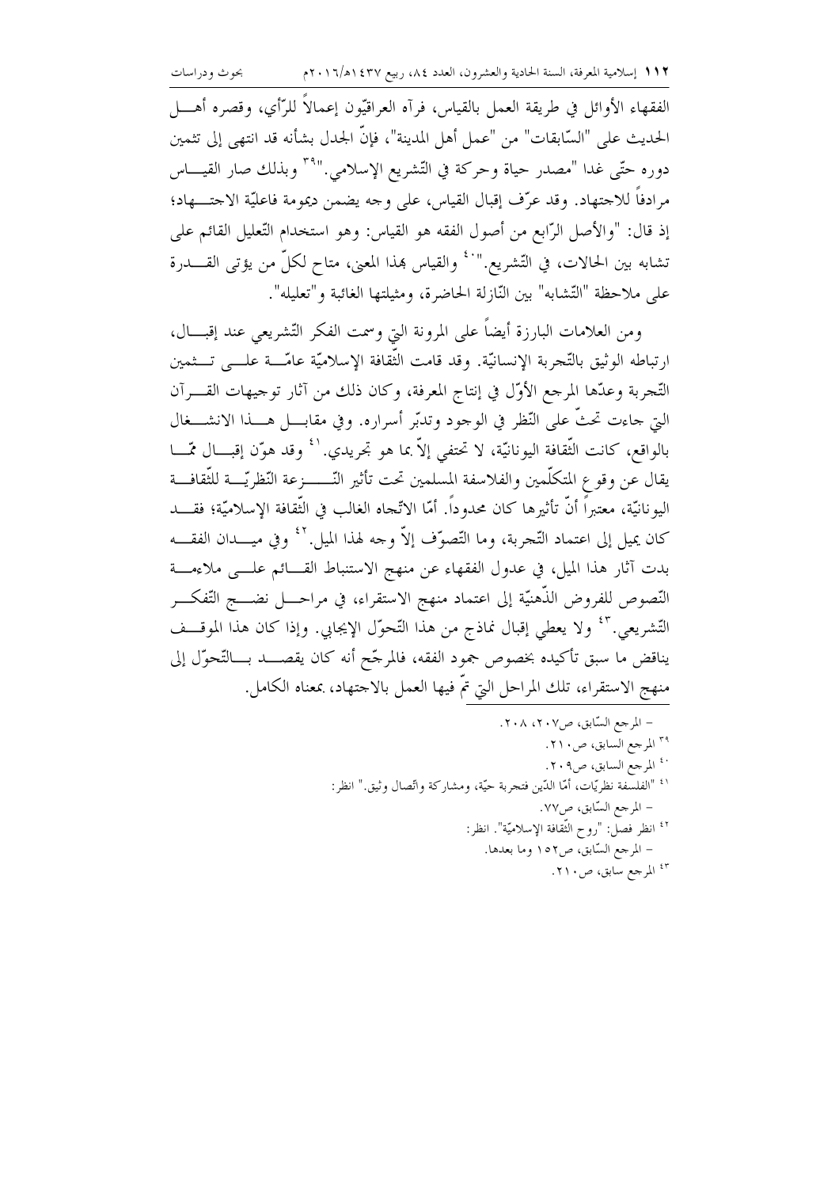الفقهاء الأوائل في طريقة العمل بالقياس، فرآه العراقيّون إعمالاً للرّأي، وقصره أهل الحديث على "السّابقات" من "عمل أهل المدينة"، فإنّ الجدل بشأنه قد انتهى إلى تثمين دوره حتّى غدا "مصدر حياة وحركة في التّشريع الإسلامي."[39] وبذلك صار القياس مرادفاً للاجتهاد. وقد عرّف إقبال القياس، على وجه يضمن ديمومة فاعليّة الاجتهاد؛ إذ قال: "والأصل الرّابع من أصول الفقه هو القياس: وهو استخدام التّعليل القائم على تشابه بين الحالات، في التّشريع."[40] والقياس بهذا المعنى، متاح لكلّ من يؤتى القدرة على ملاحظة "التّشابه" بين النّازلة الحاضرة، ومثيلتها الغائبة و"تعليله".

ومن العلامات البارزة أيضاً على المرونة التي وسمت الفكر التّشريعي عند إقبال، ارتباطه الوثيق بالتّجربة الإنسانيّة. وقد قامت الثّقافة الإسلاميّة عامّة على تثمين التّجربة وعدّها المرجع الأوّل في إنتاج المعرفة، وكان ذلك من آثار توجيهات القرآن التي جاءت تحثّ على النّظر في الوجود وتدبّر أسراره. وفي مقابل هذا الانشغال بالواقع، كانت الثّقافة اليونانيّة، لا تحتفي إلاّ بما هو تجريدي.[41] وقد هوّن إقبال ممّا يقال عن وقوع المتكلّمين والفلاسفة المسلمين تحت تأثير النّزعة النّظريّة للثّقافة اليونانيّة، معتبراً أنّ تأثيرها كان محدوداً. أمّا الاتّجاه الغالب في الثّقافة الإسلاميّة؛ فقد كان يميل إلى اعتماد التّجربة، وما التّصوّف إلاّ وجه لهذا الميل.[42] وفي ميدان الفقه بدت آثار هذا الميل، في عدول الفقهاء عن منهج الاستنباط القائم على ملاءمة النّصوص للفروض الذّهنيّة إلى اعتماد منهج الاستقراء، في مراحل نضج التّفكير التّشريعي.[43] ولا يعطي إقبال نماذج من هذا التّحوّل الإيجابي. وإذا كان هذا الموقف يناقض ما سبق تأكيده بخصوص جمود الفقه، فالمرجّح أنه كان يقصد بالتّحوّل إلى منهج الاستقراء، تلك المراحل التي تمّ فيها العمل بالاجتهاد، بمعناه الكامل.

---

- المرجع السّابق، ص٢٠٧، ٢٠٨.

[39] المرجع السابق، ص٢١٠.

[40] المرجع السابق، ص٢٠٩.

[41] "الفلسفة نظريّات، أمّا الدّين فتجربة حيّة، ومشاركة واتّصال وثيق." انظر:
- المرجع السّابق، ص٧٧.

[42] انظر فصل: "روح الثّقافة الإسلاميّة". انظر:
- المرجع السّابق، ص١٥٢ وما بعدها.

[43] المرجع سابق، ص٢١٠.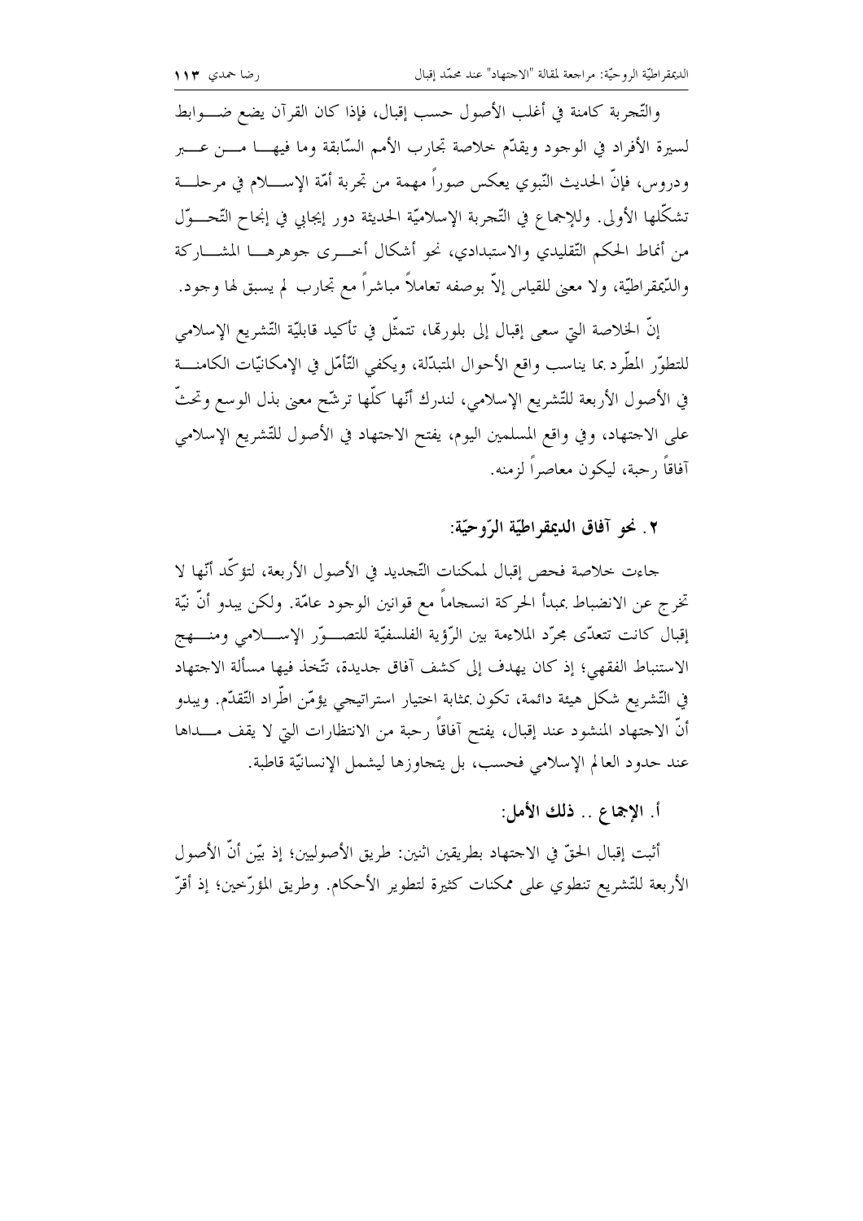والتّجربة كامنة في أغلب الأصول حسب إقبال، فإذا كان القرآن يضع ضوابط لسيرة الأفراد في الوجود ويقدّم خلاصة تجارب الأمم السّابقة وما فيها من عبر ودروس، فإنّ الحديث النّبوي يعكس صوراً مهمة من تجربة أمّة الإسلام في مرحلة تشكّلها الأولى. وللإجماع في التّجربة الإسلاميّة الحديثة دور إيجابي في إنجاح التّحوّل من أنماط الحكم التّقليدي والاستبدادي، نحو أشكال أخرى جوهرها المشاركة والدّيمقراطيّة، ولا معنى للقياس إلاّ بوصفه تعاملاً مباشراً مع تجارب لم يسبق لها وجود.

إنّ الخلاصة التي سعى إقبال إلى بلورتها، تتمثّل في تأكيد قابليّة التّشريع الإسلامي للتطوّر المطّرد بما يناسب واقع الأحوال المتبدّلة، ويكفي التّأمّل في الإمكانيّات الكامنة في الأصول الأربعة للتّشريع الإسلامي، لندرك أنّها كلّها ترشّح معنى بذل الوسع وتحثّ على الاجتهاد، وفي واقع المسلمين اليوم، يفتح الاجتهاد في الأصول للتّشريع الإسلامي آفاقاً رحبة، ليكون معاصراً لزمنه.

## ٢. نحو آفاق الديمقراطيّة الرّوحيّة:

جاءت خلاصة فحص إقبال لممكنات التّجديد في الأصول الأربعة، لتؤكّد أنّها لا تخرج عن الانضباط بمبدأ الحركة انسجاماً مع قوانين الوجود عامّة. ولكن يبدو أنّ نيّة إقبال كانت تتعدّى مجرّد الملاءمة بين الرّؤية الفلسفيّة للتصوّر الإسلامي ومنهج الاستنباط الفقهي؛ إذ كان يهدف إلى كشف آفاق جديدة، تتّخذ فيها مسألة الاجتهاد في التّشريع شكل هيئة دائمة، تكون بمثابة اختيار استراتيجي يؤمّن اطّراد التّقدّم. ويبدو أنّ الاجتهاد المنشود عند إقبال، يفتح آفاقاً رحبة من الانتظارات التي لا يقف مداها عند حدود العالم الإسلامي فحسب، بل يتجاوزها ليشمل الإنسانيّة قاطبة.

### أ. الإجماع .. ذلك الأمل:

أثبت إقبال الحقّ في الاجتهاد بطريقين اثنين: طريق الأصوليين؛ إذ بيّن أنّ الأصول الأربعة للتّشريع تنطوي على ممكنات كثيرة لتطوير الأحكام. وطريق المؤرّخين؛ إذ أقرّ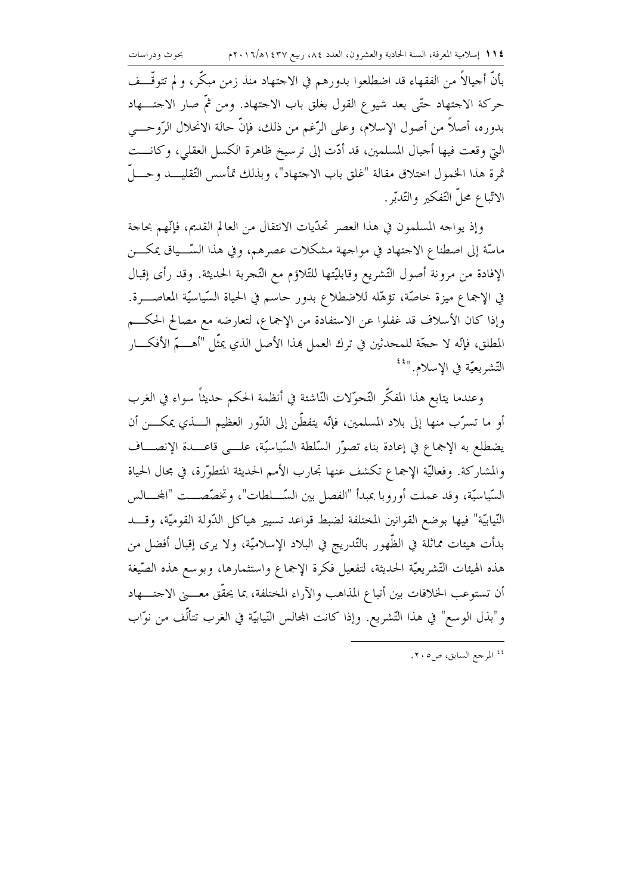بأنّ أجيالاً من الفقهاء قد اضطلعوا بدورهم في الاجتهاد منذ زمن مبكّر، ولم تتوقّف حركة الاجتهاد حتّى بعد شيوع القول بغلق باب الاجتهاد. ومن ثمّ صار الاجتهاد بدوره، أصلاً من أصول الإسلام، وعلى الرّغم من ذلك، فإنّ حالة الانحلال الرّوحي التي وقعت فيها أجيال المسلمين، قد أدّت إلى ترسيخ ظاهرة الكسل العقلي، وكانت ثمرة هذا الخمول اختلاق مقالة "غلق باب الاجتهاد"، وبذلك تمأسس التّقليد وحلّ الاتّباع محلّ التّفكير والتّدبّر.

وإذ يواجه المسلمون في هذا العصر تحدّيات الانتقال من العالم القديم، فإنّهم بحاجة ماسّة إلى اصطناع الاجتهاد في مواجهة مشكلات عصرهم، وفي هذا السّياق يمكن الإفادة من مرونة أصول التّشريع وقابليّتها للتّلاؤم مع التّجربة الحديثة. وقد رأى إقبال في الإجماع ميزة خاصّة، تؤهّله للاضطلاع بدور حاسم في الحياة السّياسيّة المعاصرة. وإذا كان الأسلاف قد غفلوا عن الاستفادة من الإجماع، لتعارضه مع مصالح الحكم المطلق، فإنّه لا حجّة للمحدثين في ترك العمل بهذا الأصل الذي يمثّل "أهمّ الأفكار التّشريعيّة في الإسلام."[44]

وعندما يتابع هذا المفكّر التّحوّلات النّاشئة في أنظمة الحكم حديثاً سواء في الغرب أو ما تسرّب منها إلى بلاد المسلمين، فإنّه يتفطّن إلى الدّور العظيم الذي يمكن أن يضطلع به الإجماع في إعادة بناء تصوّر السّلطة السّياسيّة، على قاعدة الإنصاف والمشاركة. وفعاليّة الإجماع تكشف عنها تجارب الأمم الحديثة المتطوّرة، في مجال الحياة السّياسيّة، وقد عملت أوروبا بمبدأ "الفصل بين السّلطات"، وتخصّصت "المجالس النّيابيّة" فيها بوضع القوانين المختلفة لضبط قواعد تسيير هياكل الدّولة القوميّة، وقد بدأت هيئات مماثلة في الظّهور بالتّدريج في البلاد الإسلاميّة، ولا يرى إقبال أفضل من هذه الهيئات التّشريعيّة الحديثة، لتفعيل فكرة الإجماع واستثمارها، وبوسع هذه الصّيغة أن تستوعب الخلافات بين أتباع المذاهب والآراء المختلفة، بما يحقّق معنى الاجتهاد و"بذل الوسع" في هذا التّشريع. وإذا كانت المجالس النّيابيّة في الغرب تتألّف من نوّاب

---

[44] المرجع السابق، ص٢٠٥.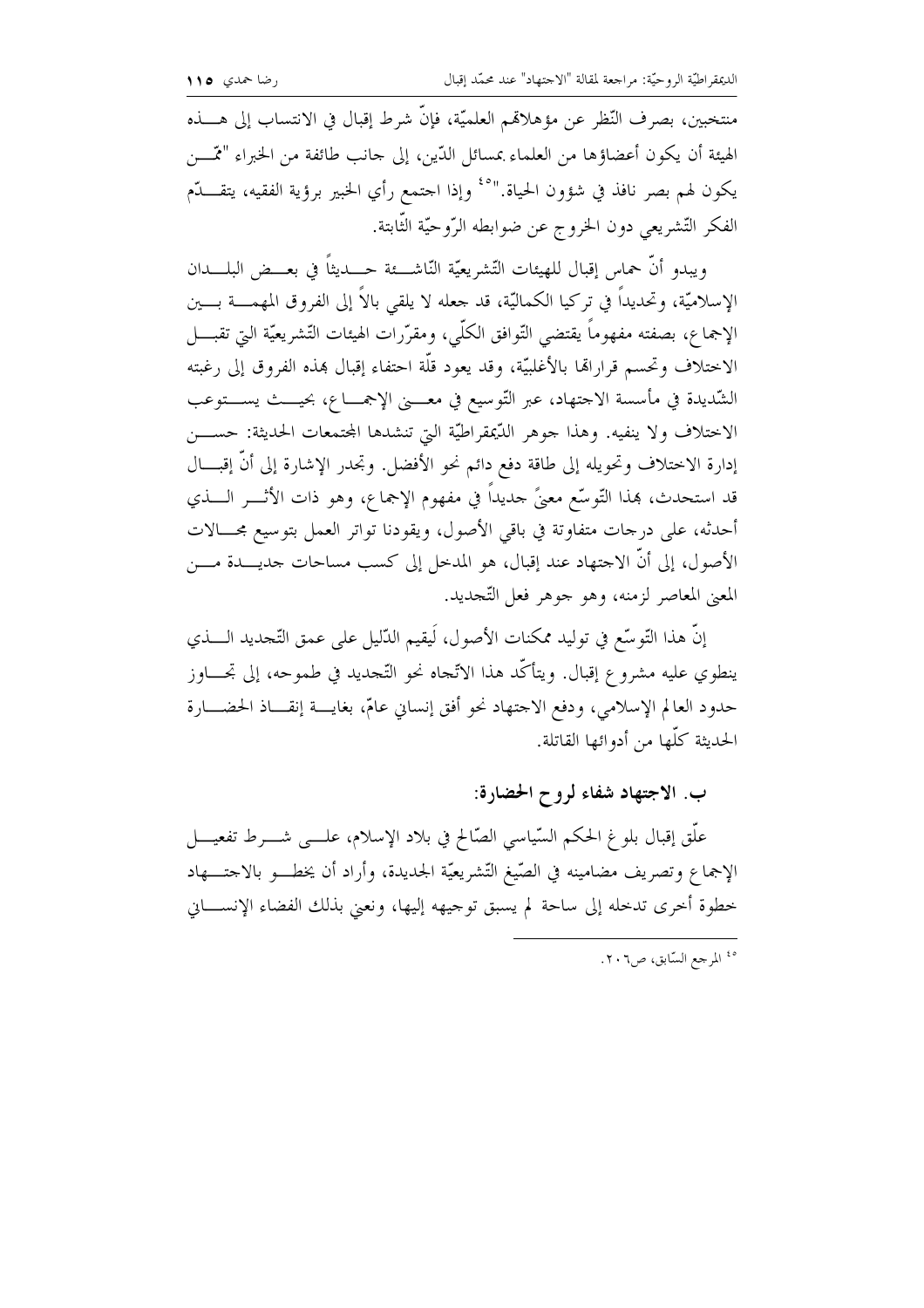منتخبين، بصرف النّظر عن مؤهلاتهم العلميّة، فإنّ شرط إقبال في الانتساب إلى هذه الهيئة أن يكون أعضاؤها من العلماء بمسائل الدّين، إلى جانب طائفة من الخبراء "ممّن يكون لهم بصر نافذ في شؤون الحياة."[٤٥] وإذا اجتمع رأي الخبير برؤية الفقيه، يتقدّم الفكر التّشريعي دون الخروج عن ضوابطه الرّوحيّة الثّابتة.

ويبدو أنّ حماس إقبال للهيئات التّشريعيّة النّاشئة حديثاً في بعض البلدان الإسلاميّة، وتحديداً في تركيا الكماليّة، قد جعله لا يلقي بالاً إلى الفروق المهمّة بين الإجماع، بصفته مفهوماً يقتضي التّوافق الكلّي، ومقرّرات الهيئات التّشريعيّة التي تقبل الاختلاف وتحسم قراراتها بالأغلبيّة، وقد يعود قلّة احتفاء إقبال بهذه الفروق إلى رغبته الشّديدة في مأسسة الاجتهاد، عبر التّوسيع في معنى الإجماع، بحيث يستوعب الاختلاف ولا ينفيه. وهذا جوهر الدّيمقراطيّة التي تنشدها المجتمعات الحديثة: حسن إدارة الاختلاف وتحويله إلى طاقة دفع دائم نحو الأفضل. وتجدر الإشارة إلى أنّ إقبال قد استحدث، بهذا التّوسّع معنىً جديداً في مفهوم الإجماع، وهو ذات الأثر الذي أحدثه، على درجات متفاوتة في باقي الأصول، ويقودنا تواتر العمل بتوسيع مجالات الأصول، إلى أنّ الاجتهاد عند إقبال، هو المدخل إلى كسب مساحات جديدة من المعنى المعاصر لزمنه، وهو جوهر فعل التّجديد.

إنّ هذا التّوسّع في توليد ممكنات الأصول، لَيقيم الدّليل على عمق التّجديد الذي ينطوي عليه مشروع إقبال. ويتأكّد هذا الاتّجاه نحو التّجديد في طموحه، إلى تجاوز حدود العالم الإسلامي، ودفع الاجتهاد نحو أفق إنساني عامّ، بغاية إنقاذ الحضارة الحديثة كلّها من أدوائها القاتلة.

## ب. الاجتهاد شفاء لروح الحضارة:

علّق إقبال بلوغ الحكم السّياسي الصّالح في بلاد الإسلام، على شرط تفعيل الإجماع وتصريف مضامينه في الصّيغ التّشريعيّة الجديدة، وأراد أن يخطو بالاجتهاد خطوة أخرى تدخله إلى ساحة لم يسبق توجيهه إليها، ونعني بذلك الفضاء الإنساني

---

[٤٥] المرجع السّابق، ص٢٠٦.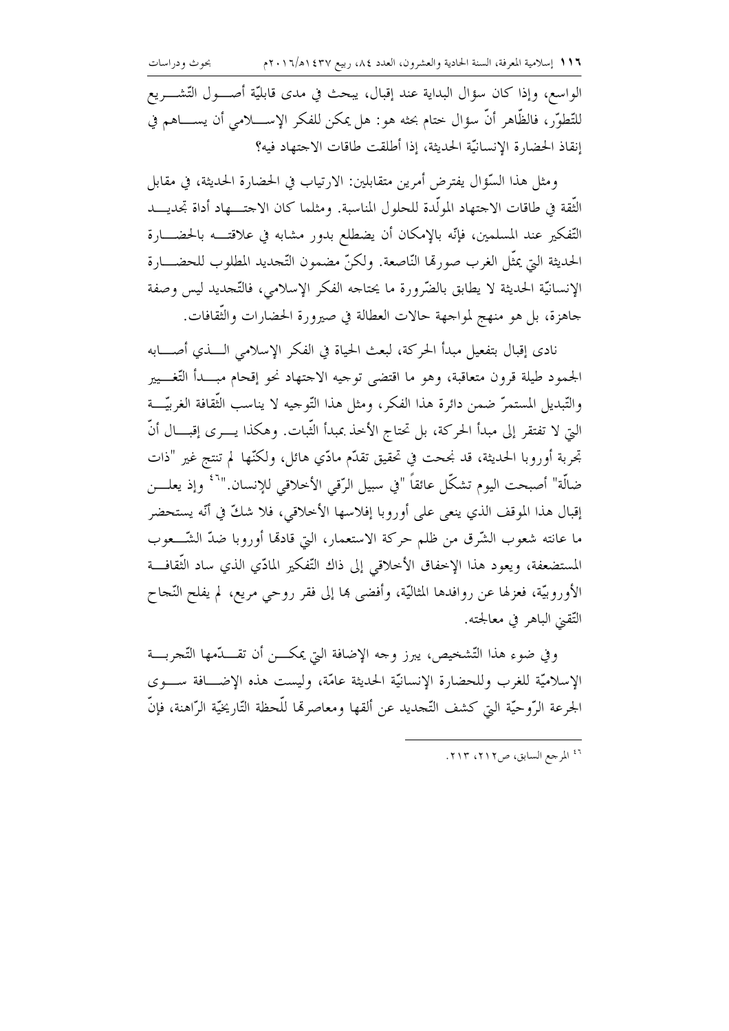الواسع، وإذا كان سؤال البداية عند إقبال، يبحث في مدى قابليّة أصول التّشريع للتّطوّر، فالظّاهر أنّ سؤال ختام بحثه هو: هل يمكن للفكر الإسلامي أن يساهم في إنقاذ الحضارة الإنسانيّة الحديثة، إذا أطلقت طاقات الاجتهاد فيه؟

ومثل هذا السّؤال يفترض أمرين متقابلين: الارتياب في الحضارة الحديثة، في مقابل الثّقة في طاقات الاجتهاد المولّدة للحلول المناسبة. ومثلما كان الاجتهاد أداة تجديد التّفكير عند المسلمين، فإنّه بالإمكان أن يضطلع بدور مشابه في علاقته بالحضارة الحديثة التي يمثّل الغرب صورها النّاصعة. ولكنّ مضمون التّجديد المطلوب للحضارة الإنسانيّة الحديثة لا يطابق بالضّرورة ما يحتاجه الفكر الإسلامي، فالتّجديد ليس وصفة جاهزة، بل هو منهج لمواجهة حالات العطالة في صيرورة الحضارات والثّقافات.

نادى إقبال بتفعيل مبدأ الحركة، لبعث الحياة في الفكر الإسلامي الذي أصابه الجمود طيلة قرون متعاقبة، وهو ما اقتضى توجيه الاجتهاد نحو إقحام مبدأ التّغيير والتّبديل المستمرّ ضمن دائرة هذا الفكر، ومثل هذا التّوجيه لا يناسب الثّقافة الغربيّة التي لا تفتقر إلى مبدأ الحركة، بل تحتاج الأخذ بمبدأ الثّبات. وهكذا يرى إقبال أنّ تجربة أوروبا الحديثة، قد نجحت في تحقيق تقدّم مادّي هائل، ولكنّها لم تنتج غير "ذات ضالّة" أصبحت اليوم تشكّل عائقاً "في سبيل الرّقي الأخلاقي للإنسان."[46] وإذ يعلن إقبال هذا الموقف الذي ينعى على أوروبا إفلاسها الأخلاقي، فلا شكّ في أنّه يستحضر ما عانته شعوب الشّرق من ظلم حركة الاستعمار، التي قادتها أوروبا ضدّ الشّعوب المستضعفة، ويعود هذا الإخفاق الأخلاقي إلى ذاك التّفكير المادّي الذي ساد الثّقافة الأوروبيّة، فعزلها عن روافدها المثاليّة، وأفضى بها إلى فقر روحي مريع، لم يفلح النّجاح التّقني الباهر في معالجته.

وفي ضوء هذا التّشخيص، يبرز وجه الإضافة التي يمكن أن تقدّمها التّجربة الإسلاميّة للغرب وللحضارة الإنسانيّة الحديثة عامّة، وليست هذه الإضافة سوى الجرعة الرّوحيّة التي كشف التّجديد عن ألقها ومعاصرتها للّحظة التّاريخيّة الرّاهنة، فإنّ

---

[46] المرجع السابق، ص٢١٢، ٢١٣.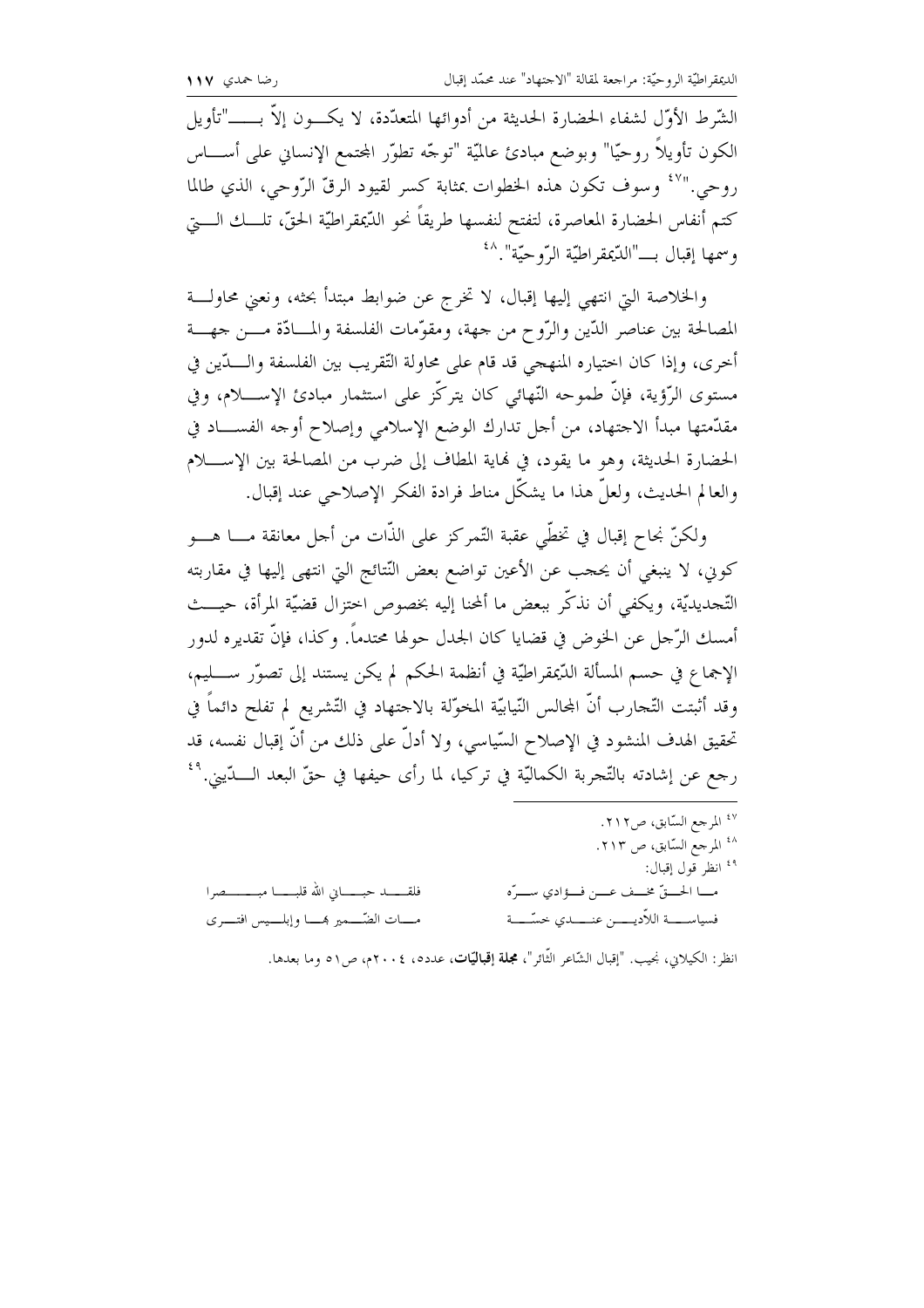الشّرط الأوّل لشفاء الحضارة الحديثة من أدوائها المتعدّدة، لا يكون إلاّ بـ"تأويل الكون تأويلاً روحيّا" وبوضع مبادئ عالميّة "توجّه تطوّر المجتمع الإنساني على أساس روحي."[47] وسوف تكون هذه الخطوات بمثابة كسر لقيود الرقّ الرّوحي، الذي طالما كتم أنفاس الحضارة المعاصرة، لتفتح لنفسها طريقاً نحو الدّيمقراطيّة الحقّ، تلك التي وسمها إقبال بـ"الدّيمقراطيّة الرّوحيّة".[48]

والخلاصة التي انتهى إليها إقبال، لا تخرج عن ضوابط مبتدأ بحثه، ونعني محاولة المصالحة بين عناصر الدّين والرّوح من جهة، ومقوّمات الفلسفة والمادّة من جهة أخرى، وإذا كان اختياره المنهجي قد قام على محاولة التّقريب بين الفلسفة والدّين في مستوى الرّؤية، فإنّ طموحه النّهائي كان يتركّز على استثمار مبادئ الإسلام، وفي مقدّمتها مبدأ الاجتهاد، من أجل تدارك الوضع الإسلامي وإصلاح أوجه الفساد في الحضارة الحديثة، وهو ما يقود، في نهاية المطاف إلى ضرب من المصالحة بين الإسلام والعالم الحديث، ولعلّ هذا ما يشكّل مناط فرادة الفكر الإصلاحي عند إقبال.

ولكنّ نجاح إقبال في تخطّي عقبة التّمركز على الذّات من أجل معانقة ما هو كوني، لا ينبغي أن يحجب عن الأعين تواضع بعض النّتائج التي انتهى إليها في مقاربته التّجديديّة، ويكفي أن نذكّر ببعض ما ألمحنا إليه بخصوص اختزال قضيّة المرأة، حيث أمسك الرّجل عن الخوض في قضايا كان الجدل حولها محتدماً. وكذا، فإنّ تقديره لدور الإجماع في حسم المسألة الدّيمقراطيّة في أنظمة الحكم لم يكن يستند إلى تصوّر سليم، وقد أثبتت التّجارب أنّ المجالس النّيابيّة المخوّلة بالاجتهاد في التّشريع لم تفلح دائماً في تحقيق الهدف المنشود في الإصلاح السّياسي، ولا أدلّ على ذلك من أنّ إقبال نفسه، قد رجع عن إشادته بالتّجربة الكماليّة في تركيا، لما رأى حيفها في حقّ البعد الدّيني.[49]

---

[47] المرجع السّابق، ص٢١٢.

[48] المرجع السّابق، ص ٢١٣.

[49] انظر قول إقبال:

ما الحقّ مختف عن فؤادي سرّه ... فلقد حباني الله قلباً مبصرا

فسياسة اللاّديني عندي خسّة ... مات الضّمير بها وإبليس افترى

انظر: الكيلاني، نجيب. "إقبال الشّاعر الثّائر"، **مجلة إقباليّات**، عدد٥، ٢٠٠٤م، ص٥١ وما بعدها.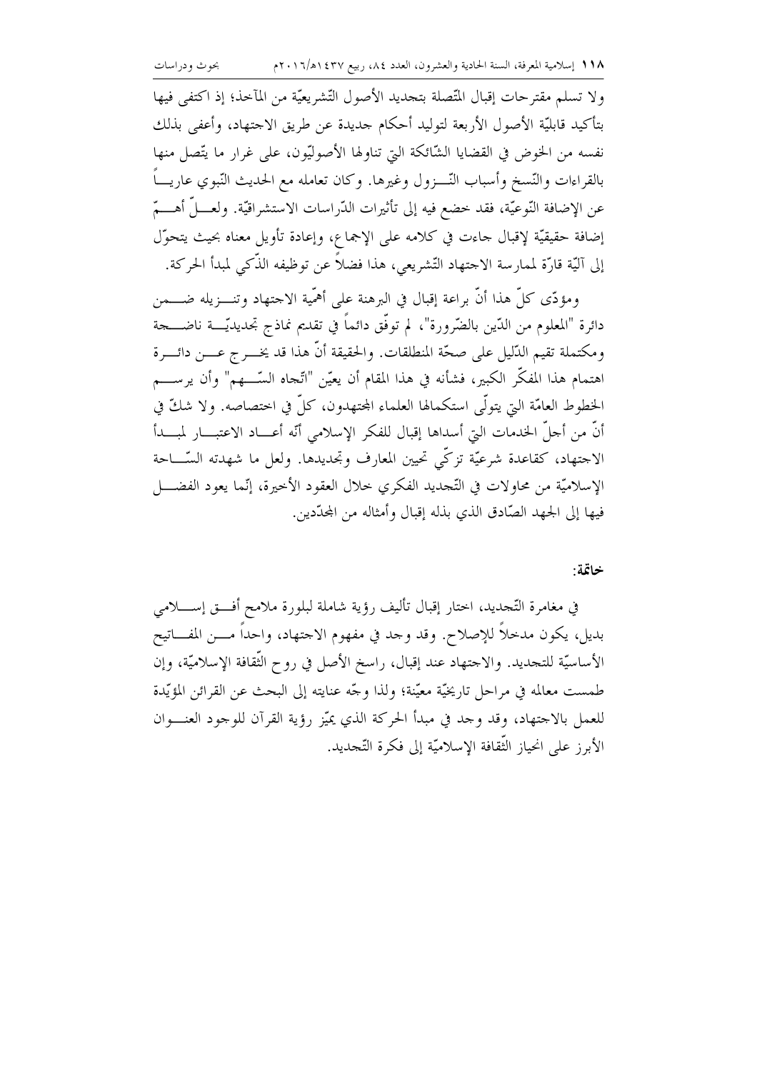ولا تسلم مقترحات إقبال المتّصلة بتجديد الأصول التّشريعيّة من المآخذ؛ إذ اكتفى فيها بتأكيد قابليّة الأصول الأربعة لتوليد أحكام جديدة عن طريق الاجتهاد، وأعفى بذلك نفسه من الخوض في القضايا الشّائكة التي تناولها الأصوليّون، على غرار ما يتّصل منها بالقراءات والنّسخ وأسباب النّزول وغيرها. وكان تعامله مع الحديث النّبوي عارياً عن الإضافة النّوعيّة، فقد خضع فيه إلى تأثيرات الدّراسات الاستشراقيّة. ولعلّ أهمّ إضافة حقيقيّة لإقبال جاءت في كلامه على الإجماع، وإعادة تأويل معناه بحيث يتحوّل إلى آليّة قارّة لممارسة الاجتهاد التّشريعي، هذا فضلاً عن توظيفه الذّكي لمبدأ الحركة.

ومؤدّى كلّ هذا أنّ براعة إقبال في البرهنة على أهمّية الاجتهاد وتنزيله ضمن دائرة "المعلوم من الدّين بالضّرورة"، لم توفّق دائماً في تقديم نماذج تجديديّة ناضجة ومكتملة تقيم الدّليل على صحّة المنطلقات. والحقيقة أنّ هذا قد يخرج عن دائرة اهتمام هذا المفكّر الكبير، فشأنه في هذا المقام أن يعيّن "اتّجاه السّهم" وأن يرسم الخطوط العامّة التي يتولّى استكمالها العلماء المجتهدون، كلٌّ في اختصاصه. ولا شكّ في أنّ من أجلّ الخدمات التي أسداها إقبال للفكر الإسلامي أنّه أعاد الاعتبار لمبدأ الاجتهاد، كقاعدة شرعيّة تزكّي تحيين المعارف وتجديدها. ولعل ما شهدته السّاحة الإسلاميّة من محاولات في التّجديد الفكري خلال العقود الأخيرة، إنّما يعود الفضل فيها إلى الجهد الصّادق الذي بذله إقبال وأمثاله من المجدّدين.

**خاتمة:**

في مغامرة التّجديد، اختار إقبال تأليف رؤية شاملة لبلورة ملامح أفق إسلامي بديل، يكون مدخلاً للإصلاح. وقد وجد في مفهوم الاجتهاد، واحداً من المفاتيح الأساسيّة للتجديد. والاجتهاد عند إقبال، راسخ الأصل في روح الثّقافة الإسلاميّة، وإن طمست معالمه في مراحل تاريخيّة معيّنة؛ ولذا وجّه عنايته إلى البحث عن القرائن المؤيّدة للعمل بالاجتهاد، وقد وجد في مبدأ الحركة الذي يميّز رؤية القرآن للوجود العنوان الأبرز على انحياز الثّقافة الإسلاميّة إلى فكرة التّجديد.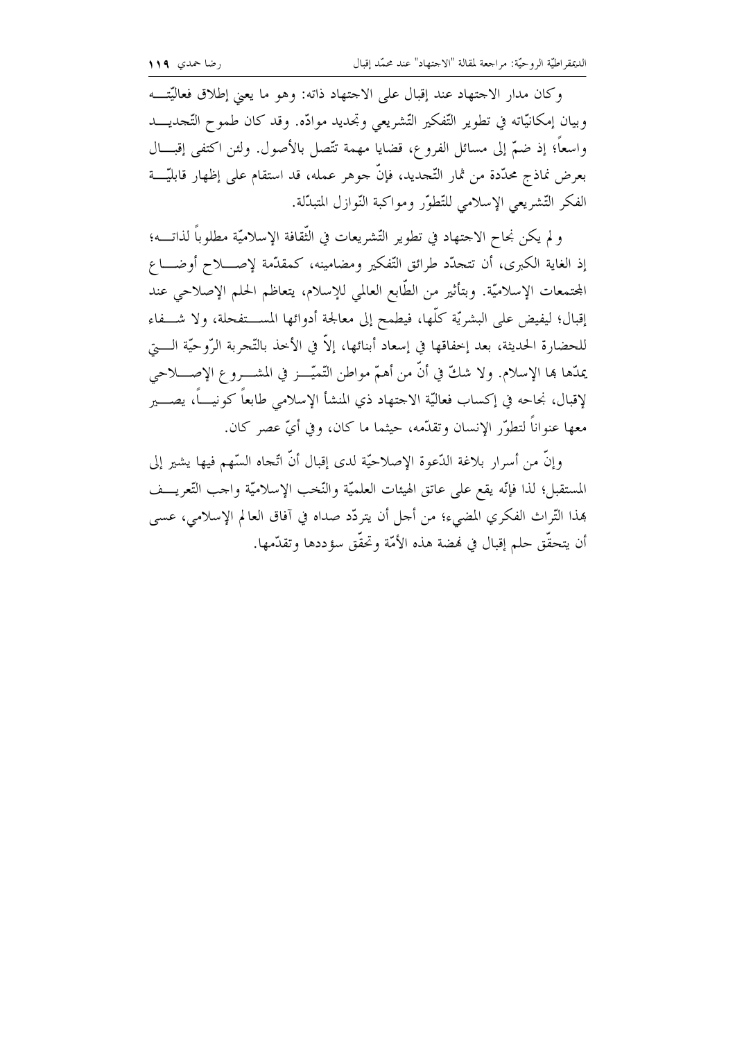وكان مدار الاجتهاد عند إقبال على الاجتهاد ذاته: وهو ما يعني إطلاق فعاليّته وبيان إمكانيّاته في تطوير التّفكير التّشريعي وتجديد موادّه. وقد كان طموح التّجديد واسعاً؛ إذ ضمّ إلى مسائل الفروع، قضايا مهمة تتّصل بالأصول. ولئن اكتفى إقبال بعرض نماذج محدّدة من ثمار التّجديد، فإنّ جوهر عمله، قد استقام على إظهار قابليّة الفكر التّشريعي الإسلامي للتّطوّر ومواكبة النّوازل المتبدّلة.

ولم يكن نجاح الاجتهاد في تطوير التّشريعات في الثّقافة الإسلاميّة مطلوباً لذاته؛ إذ الغاية الكبرى، أن تتجدّد طرائق التّفكير ومضامينه، كمقدّمة لإصلاح أوضاع المجتمعات الإسلاميّة. وبتأثير من الطّابع العالمي للإسلام، يتعاظم الحلم الإصلاحي عند إقبال؛ ليفيض على البشريّة كلّها، فيطمح إلى معالجة أدوائها المستفحلة، ولا شفاء للحضارة الحديثة، بعد إخفاقها في إسعاد أبنائها، إلاّ في الأخذ بالتّجربة الرّوحيّة الّتي يمدّها بها الإسلام. ولا شكّ في أنّ من أهمّ مواطن التّميّز في المشروع الإصلاحي لإقبال، نجاحه في إكساب فعاليّة الاجتهاد ذي المنشأ الإسلامي طابعاً كونياً، يصير معها عنواناً لتطوّر الإنسان وتقدّمه، حيثما ما كان، وفي أيّ عصر كان.

وإنّ من أسرار بلاغة الدّعوة الإصلاحيّة لدى إقبال أنّ اتّجاه السّهم فيها يشير إلى المستقبل؛ لذا فإنّه يقع على عاتق الهيئات العلميّة والنّخب الإسلاميّة واجب التّعريف بهذا التّراث الفكري المضيء؛ من أجل أن يتردّد صداه في آفاق العالم الإسلامي، عسى أن يتحقّق حلم إقبال في نهضة هذه الأمّة وتحقّق سؤددها وتقدّمها.